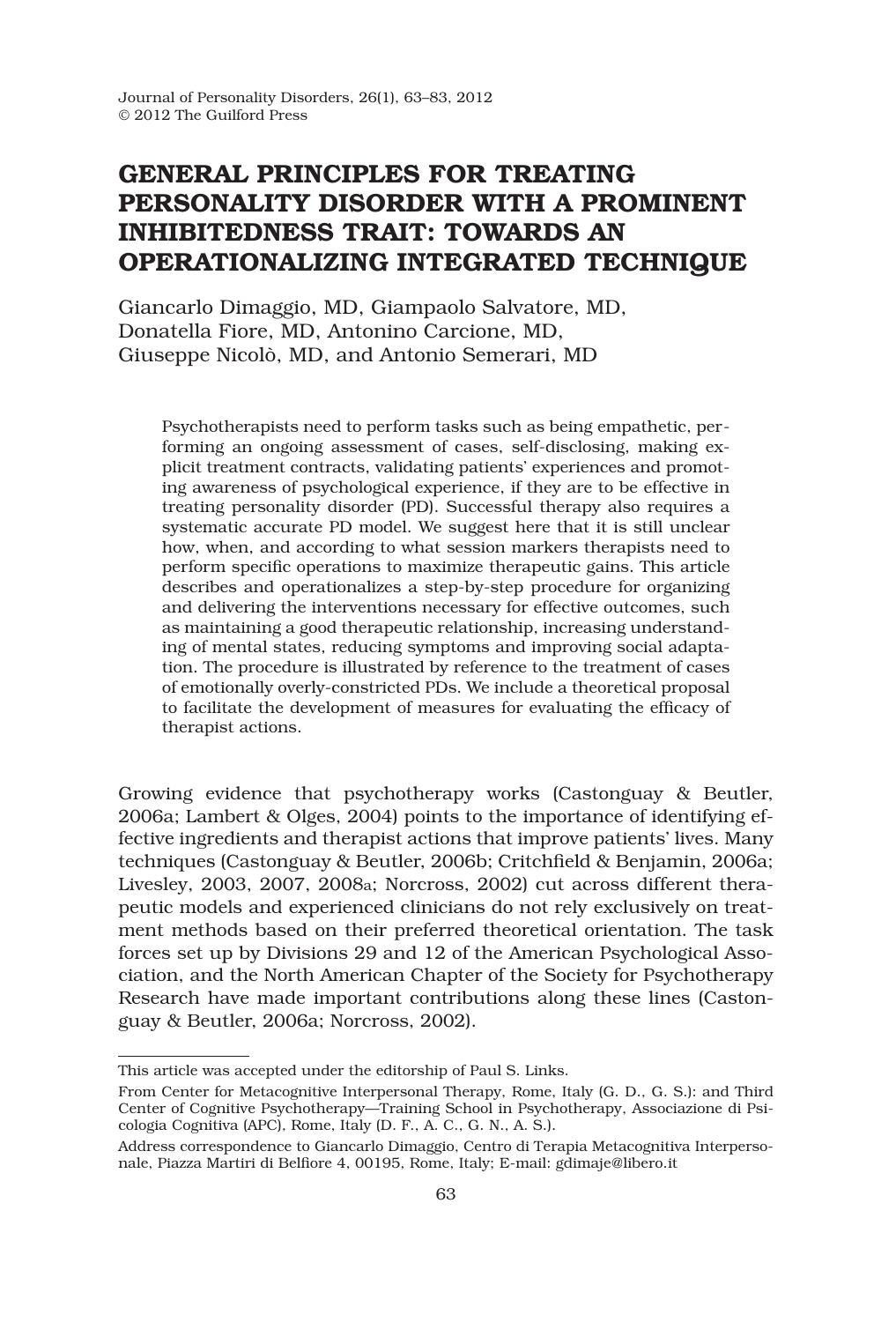# GENERAL PRINCIPLES FOR TREATING PERSONALITY DISORDER WITH A PROMINENT INHIBITEDNESS TRAIT: TOWARDS AN OPERATIONALIZING INTEGRATED TECHNIQUE

Giancarlo Dimaggio, MD, Giampaolo Salvatore, MD, Donatella Fiore, MD, Antonino Carcione, MD, Giuseppe Nicolò, MD, and Antonio Semerari, MD

Psychotherapists need to perform tasks such as being empathetic, performing an ongoing assessment of cases, self-disclosing, making explicit treatment contracts, validating patients' experiences and promoting awareness of psychological experience, if they are to be effective in treating personality disorder (PD). Successful therapy also requires a systematic accurate PD model. We suggest here that it is still unclear how, when, and according to what session markers therapists need to perform specific operations to maximize therapeutic gains. This article describes and operationalizes a step-by-step procedure for organizing and delivering the interventions necessary for effective outcomes, such as maintaining a good therapeutic relationship, increasing understanding of mental states, reducing symptoms and improving social adaptation. The procedure is illustrated by reference to the treatment of cases of emotionally overly-constricted PDs. We include a theoretical proposal to facilitate the development of measures for evaluating the efficacy of therapist actions.

Growing evidence that psychotherapy works (Castonguay & Beutler, 2006a; Lambert & Olges, 2004) points to the importance of identifying effective ingredients and therapist actions that improve patients' lives. Many techniques (Castonguay & Beutler, 2006b; Critchfield & Benjamin, 2006a; Livesley, 2003, 2007, 2008a; Norcross, 2002) cut across different therapeutic models and experienced clinicians do not rely exclusively on treatment methods based on their preferred theoretical orientation. The task forces set up by Divisions 29 and 12 of the American Psychological Association, and the North American Chapter of the Society for Psychotherapy Research have made important contributions along these lines (Castonguay & Beutler, 2006a; Norcross, 2002).

---

This article was accepted under the editorship of Paul S. Links.

From Center for Metacognitive Interpersonal Therapy, Rome, Italy (G. D., G. S.): and Third Center of Cognitive Psychotherapy—Training School in Psychotherapy, Associazione di Psicologia Cognitiva (APC), Rome, Italy (D. F., A. C., G. N., A. S.).

Address correspondence to Giancarlo Dimaggio, Centro di Terapia Metacognitiva Interpersonale, Piazza Martiri di Belfiore 4, 00195, Rome, Italy; E-mail: gdimaje@libero.it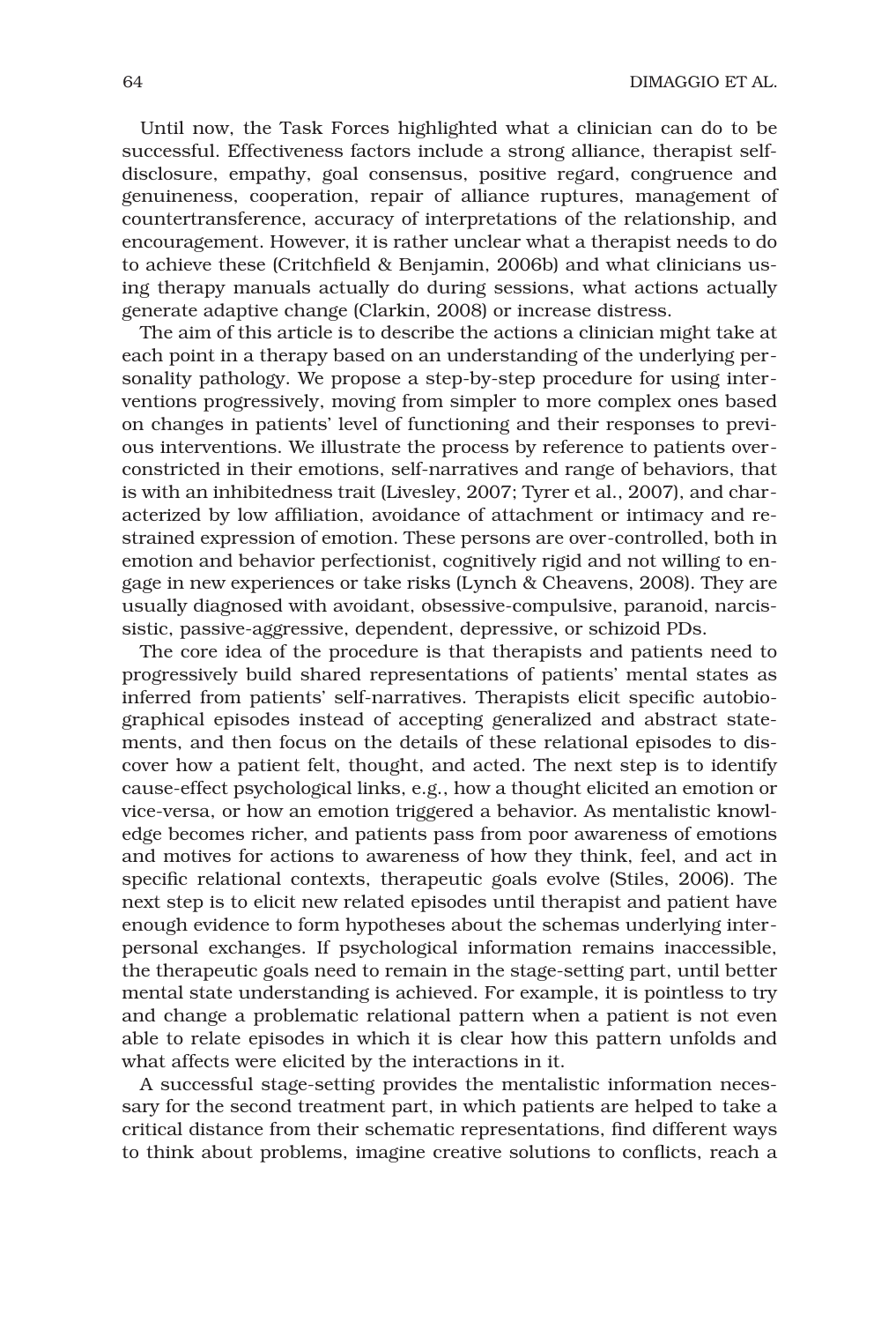Until now, the Task Forces highlighted what a clinician can do to be successful. Effectiveness factors include a strong alliance, therapist self-disclosure, empathy, goal consensus, positive regard, congruence and genuineness, cooperation, repair of alliance ruptures, management of countertransference, accuracy of interpretations of the relationship, and encouragement. However, it is rather unclear what a therapist needs to do to achieve these (Critchfield & Benjamin, 2006b) and what clinicians using therapy manuals actually do during sessions, what actions actually generate adaptive change (Clarkin, 2008) or increase distress.

The aim of this article is to describe the actions a clinician might take at each point in a therapy based on an understanding of the underlying personality pathology. We propose a step-by-step procedure for using interventions progressively, moving from simpler to more complex ones based on changes in patients' level of functioning and their responses to previous interventions. We illustrate the process by reference to patients over-constricted in their emotions, self-narratives and range of behaviors, that is with an inhibitedness trait (Livesley, 2007; Tyrer et al., 2007), and characterized by low affiliation, avoidance of attachment or intimacy and restrained expression of emotion. These persons are over-controlled, both in emotion and behavior perfectionist, cognitively rigid and not willing to engage in new experiences or take risks (Lynch & Cheavens, 2008). They are usually diagnosed with avoidant, obsessive-compulsive, paranoid, narcissistic, passive-aggressive, dependent, depressive, or schizoid PDs.

The core idea of the procedure is that therapists and patients need to progressively build shared representations of patients' mental states as inferred from patients' self-narratives. Therapists elicit specific autobiographical episodes instead of accepting generalized and abstract statements, and then focus on the details of these relational episodes to discover how a patient felt, thought, and acted. The next step is to identify cause-effect psychological links, e.g., how a thought elicited an emotion or vice-versa, or how an emotion triggered a behavior. As mentalistic knowledge becomes richer, and patients pass from poor awareness of emotions and motives for actions to awareness of how they think, feel, and act in specific relational contexts, therapeutic goals evolve (Stiles, 2006). The next step is to elicit new related episodes until therapist and patient have enough evidence to form hypotheses about the schemas underlying interpersonal exchanges. If psychological information remains inaccessible, the therapeutic goals need to remain in the stage-setting part, until better mental state understanding is achieved. For example, it is pointless to try and change a problematic relational pattern when a patient is not even able to relate episodes in which it is clear how this pattern unfolds and what affects were elicited by the interactions in it.

A successful stage-setting provides the mentalistic information necessary for the second treatment part, in which patients are helped to take a critical distance from their schematic representations, find different ways to think about problems, imagine creative solutions to conflicts, reach a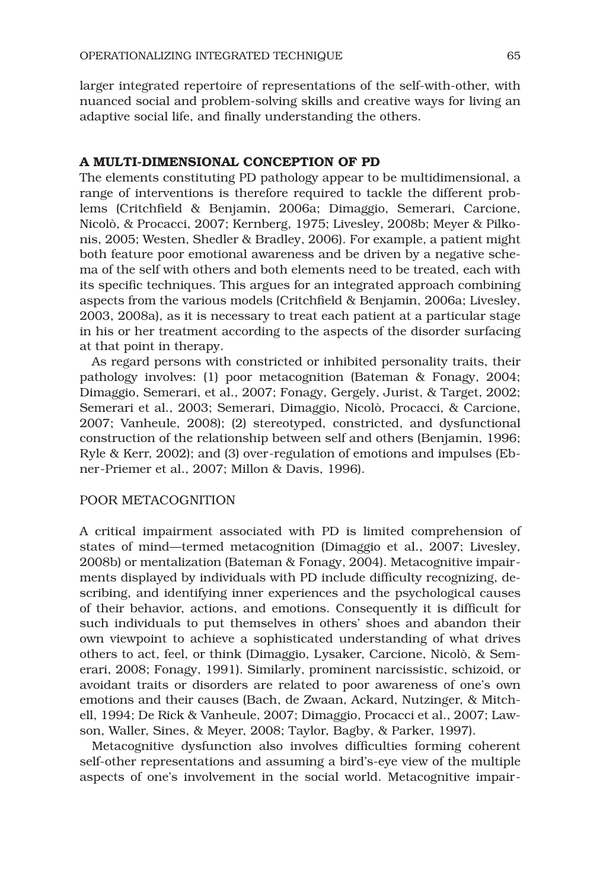larger integrated repertoire of representations of the self-with-other, with nuanced social and problem-solving skills and creative ways for living an adaptive social life, and finally understanding the others.

## A MULTI-DIMENSIONAL CONCEPTION OF PD

The elements constituting PD pathology appear to be multidimensional, a range of interventions is therefore required to tackle the different problems (Critchfield & Benjamin, 2006a; Dimaggio, Semerari, Carcione, Nicolò, & Procacci, 2007; Kernberg, 1975; Livesley, 2008b; Meyer & Pilkonis, 2005; Westen, Shedler & Bradley, 2006). For example, a patient might both feature poor emotional awareness and be driven by a negative schema of the self with others and both elements need to be treated, each with its specific techniques. This argues for an integrated approach combining aspects from the various models (Critchfield & Benjamin, 2006a; Livesley, 2003, 2008a), as it is necessary to treat each patient at a particular stage in his or her treatment according to the aspects of the disorder surfacing at that point in therapy.

As regard persons with constricted or inhibited personality traits, their pathology involves: (1) poor metacognition (Bateman & Fonagy, 2004; Dimaggio, Semerari, et al., 2007; Fonagy, Gergely, Jurist, & Target, 2002; Semerari et al., 2003; Semerari, Dimaggio, Nicolò, Procacci, & Carcione, 2007; Vanheule, 2008); (2) stereotyped, constricted, and dysfunctional construction of the relationship between self and others (Benjamin, 1996; Ryle & Kerr, 2002); and (3) over-regulation of emotions and impulses (Ebner-Priemer et al., 2007; Millon & Davis, 1996).

### POOR METACOGNITION

A critical impairment associated with PD is limited comprehension of states of mind—termed metacognition (Dimaggio et al., 2007; Livesley, 2008b) or mentalization (Bateman & Fonagy, 2004). Metacognitive impairments displayed by individuals with PD include difficulty recognizing, describing, and identifying inner experiences and the psychological causes of their behavior, actions, and emotions. Consequently it is difficult for such individuals to put themselves in others' shoes and abandon their own viewpoint to achieve a sophisticated understanding of what drives others to act, feel, or think (Dimaggio, Lysaker, Carcione, Nicolò, & Semerari, 2008; Fonagy, 1991). Similarly, prominent narcissistic, schizoid, or avoidant traits or disorders are related to poor awareness of one's own emotions and their causes (Bach, de Zwaan, Ackard, Nutzinger, & Mitchell, 1994; De Rick & Vanheule, 2007; Dimaggio, Procacci et al., 2007; Lawson, Waller, Sines, & Meyer, 2008; Taylor, Bagby, & Parker, 1997).

Metacognitive dysfunction also involves difficulties forming coherent self-other representations and assuming a bird's-eye view of the multiple aspects of one's involvement in the social world. Metacognitive impair-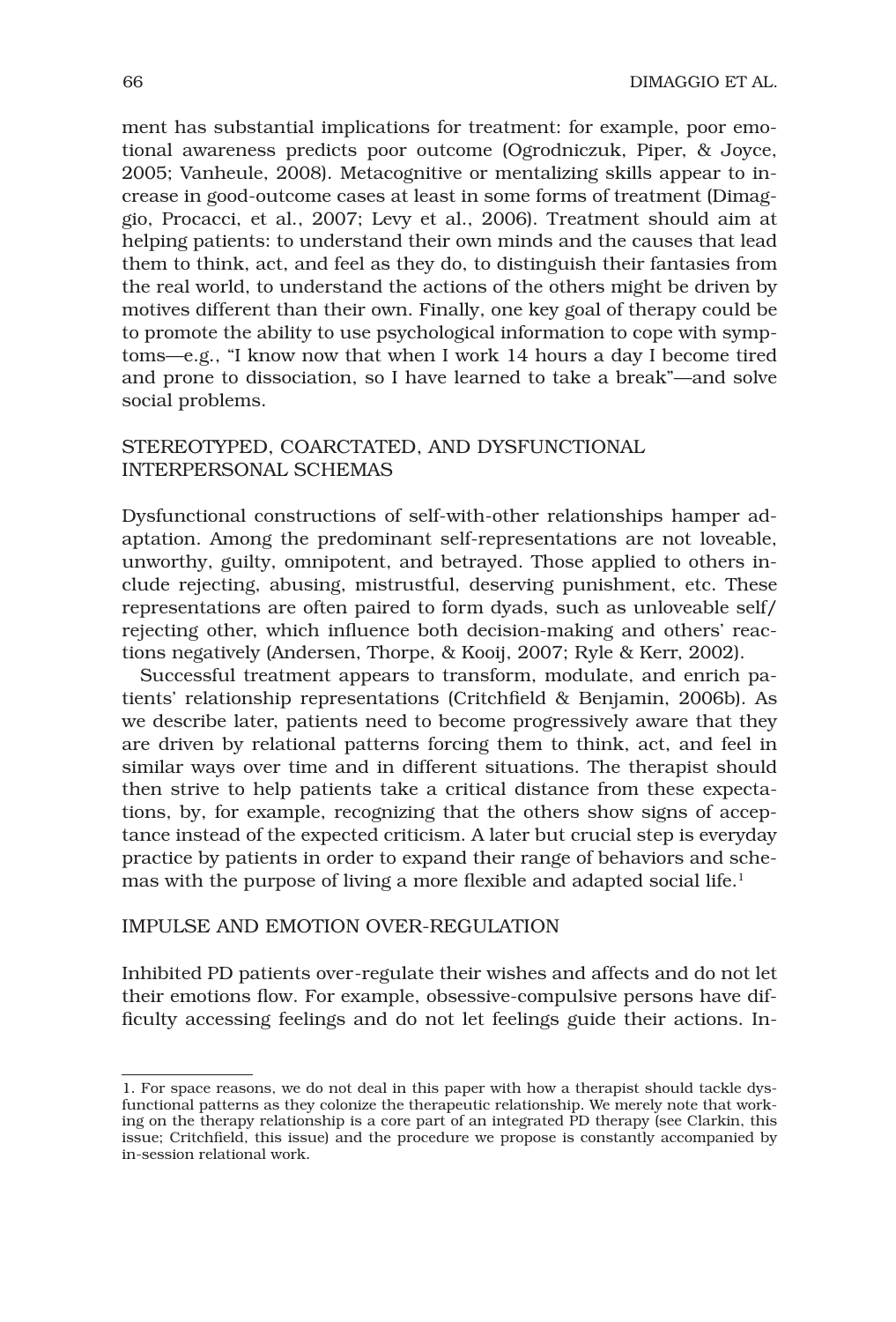ment has substantial implications for treatment: for example, poor emotional awareness predicts poor outcome (Ogrodniczuk, Piper, & Joyce, 2005; Vanheule, 2008). Metacognitive or mentalizing skills appear to increase in good-outcome cases at least in some forms of treatment (Dimaggio, Procacci, et al., 2007; Levy et al., 2006). Treatment should aim at helping patients: to understand their own minds and the causes that lead them to think, act, and feel as they do, to distinguish their fantasies from the real world, to understand the actions of the others might be driven by motives different than their own. Finally, one key goal of therapy could be to promote the ability to use psychological information to cope with symptoms—e.g., "I know now that when I work 14 hours a day I become tired and prone to dissociation, so I have learned to take a break"—and solve social problems.

## STEREOTYPED, COARCTATED, AND DYSFUNCTIONAL INTERPERSONAL SCHEMAS

Dysfunctional constructions of self-with-other relationships hamper adaptation. Among the predominant self-representations are not loveable, unworthy, guilty, omnipotent, and betrayed. Those applied to others include rejecting, abusing, mistrustful, deserving punishment, etc. These representations are often paired to form dyads, such as unloveable self/rejecting other, which influence both decision-making and others' reactions negatively (Andersen, Thorpe, & Kooij, 2007; Ryle & Kerr, 2002).

Successful treatment appears to transform, modulate, and enrich patients' relationship representations (Critchfield & Benjamin, 2006b). As we describe later, patients need to become progressively aware that they are driven by relational patterns forcing them to think, act, and feel in similar ways over time and in different situations. The therapist should then strive to help patients take a critical distance from these expectations, by, for example, recognizing that the others show signs of acceptance instead of the expected criticism. A later but crucial step is everyday practice by patients in order to expand their range of behaviors and schemas with the purpose of living a more flexible and adapted social life.[1]

## IMPULSE AND EMOTION OVER-REGULATION

Inhibited PD patients over-regulate their wishes and affects and do not let their emotions flow. For example, obsessive-compulsive persons have difficulty accessing feelings and do not let feelings guide their actions. In-

---

1. For space reasons, we do not deal in this paper with how a therapist should tackle dysfunctional patterns as they colonize the therapeutic relationship. We merely note that working on the therapy relationship is a core part of an integrated PD therapy (see Clarkin, this issue; Critchfield, this issue) and the procedure we propose is constantly accompanied by in-session relational work.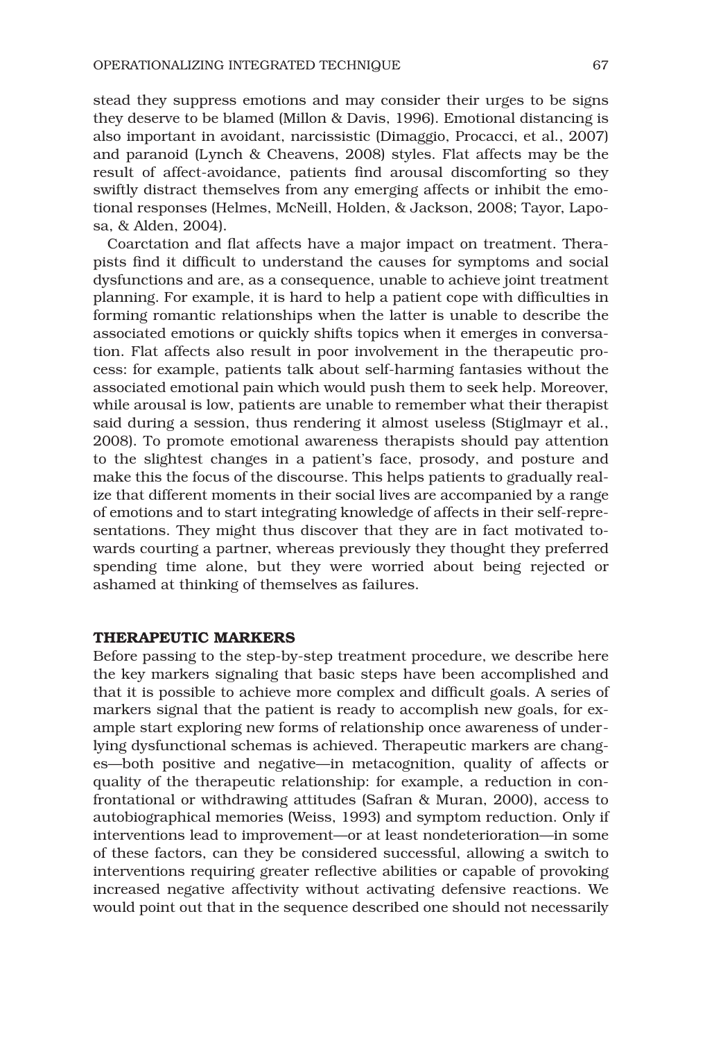stead they suppress emotions and may consider their urges to be signs they deserve to be blamed (Millon & Davis, 1996). Emotional distancing is also important in avoidant, narcissistic (Dimaggio, Procacci, et al., 2007) and paranoid (Lynch & Cheavens, 2008) styles. Flat affects may be the result of affect-avoidance, patients find arousal discomforting so they swiftly distract themselves from any emerging affects or inhibit the emotional responses (Helmes, McNeill, Holden, & Jackson, 2008; Tayor, Laposa, & Alden, 2004).

Coarctation and flat affects have a major impact on treatment. Therapists find it difficult to understand the causes for symptoms and social dysfunctions and are, as a consequence, unable to achieve joint treatment planning. For example, it is hard to help a patient cope with difficulties in forming romantic relationships when the latter is unable to describe the associated emotions or quickly shifts topics when it emerges in conversation. Flat affects also result in poor involvement in the therapeutic process: for example, patients talk about self-harming fantasies without the associated emotional pain which would push them to seek help. Moreover, while arousal is low, patients are unable to remember what their therapist said during a session, thus rendering it almost useless (Stiglmayr et al., 2008). To promote emotional awareness therapists should pay attention to the slightest changes in a patient's face, prosody, and posture and make this the focus of the discourse. This helps patients to gradually realize that different moments in their social lives are accompanied by a range of emotions and to start integrating knowledge of affects in their self-representations. They might thus discover that they are in fact motivated towards courting a partner, whereas previously they thought they preferred spending time alone, but they were worried about being rejected or ashamed at thinking of themselves as failures.

## THERAPEUTIC MARKERS

Before passing to the step-by-step treatment procedure, we describe here the key markers signaling that basic steps have been accomplished and that it is possible to achieve more complex and difficult goals. A series of markers signal that the patient is ready to accomplish new goals, for example start exploring new forms of relationship once awareness of underlying dysfunctional schemas is achieved. Therapeutic markers are changes—both positive and negative—in metacognition, quality of affects or quality of the therapeutic relationship: for example, a reduction in confrontational or withdrawing attitudes (Safran & Muran, 2000), access to autobiographical memories (Weiss, 1993) and symptom reduction. Only if interventions lead to improvement—or at least nondeterioration—in some of these factors, can they be considered successful, allowing a switch to interventions requiring greater reflective abilities or capable of provoking increased negative affectivity without activating defensive reactions. We would point out that in the sequence described one should not necessarily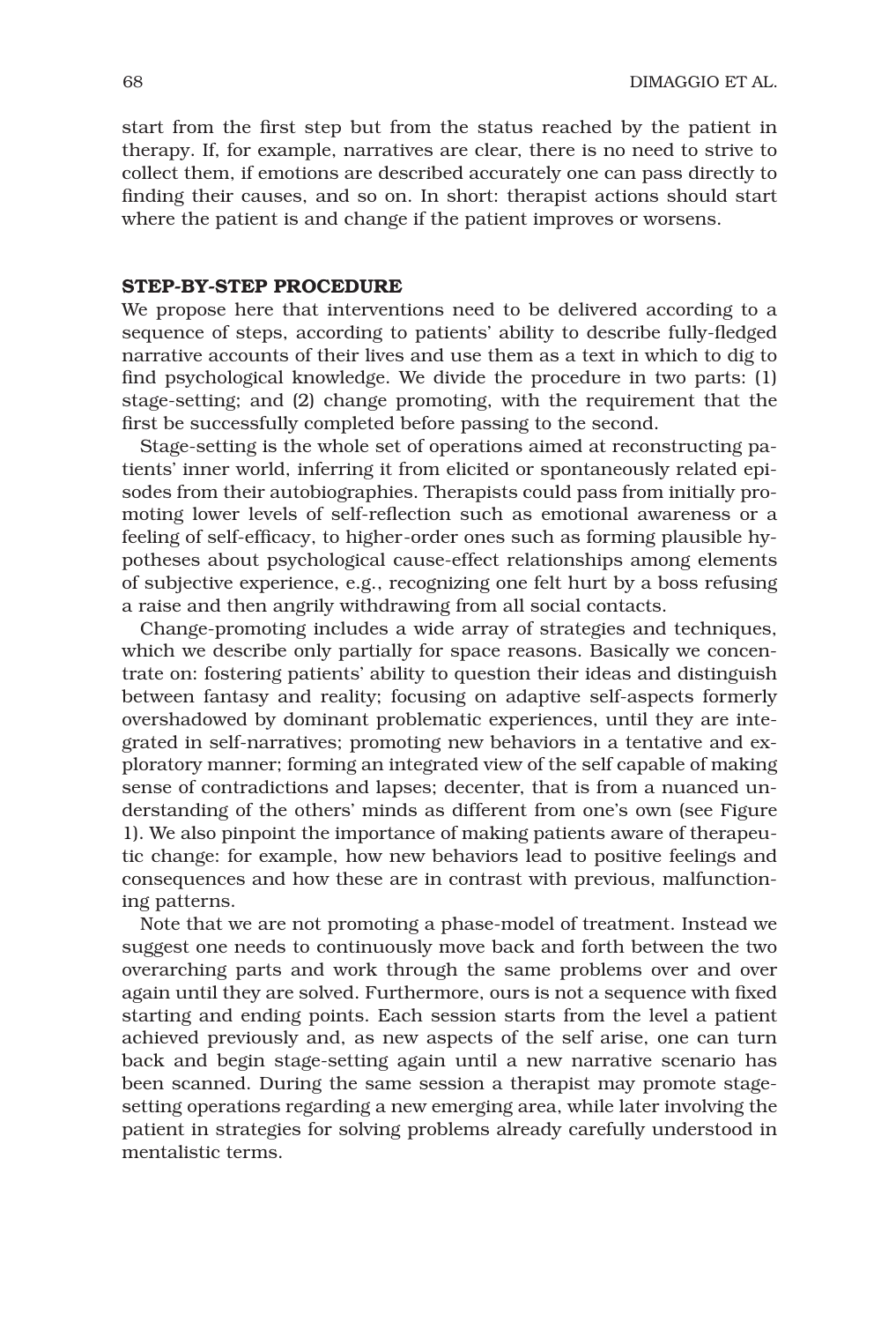start from the first step but from the status reached by the patient in therapy. If, for example, narratives are clear, there is no need to strive to collect them, if emotions are described accurately one can pass directly to finding their causes, and so on. In short: therapist actions should start where the patient is and change if the patient improves or worsens.

## STEP-BY-STEP PROCEDURE

We propose here that interventions need to be delivered according to a sequence of steps, according to patients' ability to describe fully-fledged narrative accounts of their lives and use them as a text in which to dig to find psychological knowledge. We divide the procedure in two parts: (1) stage-setting; and (2) change promoting, with the requirement that the first be successfully completed before passing to the second.

Stage-setting is the whole set of operations aimed at reconstructing patients' inner world, inferring it from elicited or spontaneously related episodes from their autobiographies. Therapists could pass from initially promoting lower levels of self-reflection such as emotional awareness or a feeling of self-efficacy, to higher-order ones such as forming plausible hypotheses about psychological cause-effect relationships among elements of subjective experience, e.g., recognizing one felt hurt by a boss refusing a raise and then angrily withdrawing from all social contacts.

Change-promoting includes a wide array of strategies and techniques, which we describe only partially for space reasons. Basically we concentrate on: fostering patients' ability to question their ideas and distinguish between fantasy and reality; focusing on adaptive self-aspects formerly overshadowed by dominant problematic experiences, until they are integrated in self-narratives; promoting new behaviors in a tentative and exploratory manner; forming an integrated view of the self capable of making sense of contradictions and lapses; decenter, that is from a nuanced understanding of the others' minds as different from one's own (see Figure 1). We also pinpoint the importance of making patients aware of therapeutic change: for example, how new behaviors lead to positive feelings and consequences and how these are in contrast with previous, malfunctioning patterns.

Note that we are not promoting a phase-model of treatment. Instead we suggest one needs to continuously move back and forth between the two overarching parts and work through the same problems over and over again until they are solved. Furthermore, ours is not a sequence with fixed starting and ending points. Each session starts from the level a patient achieved previously and, as new aspects of the self arise, one can turn back and begin stage-setting again until a new narrative scenario has been scanned. During the same session a therapist may promote stage-setting operations regarding a new emerging area, while later involving the patient in strategies for solving problems already carefully understood in mentalistic terms.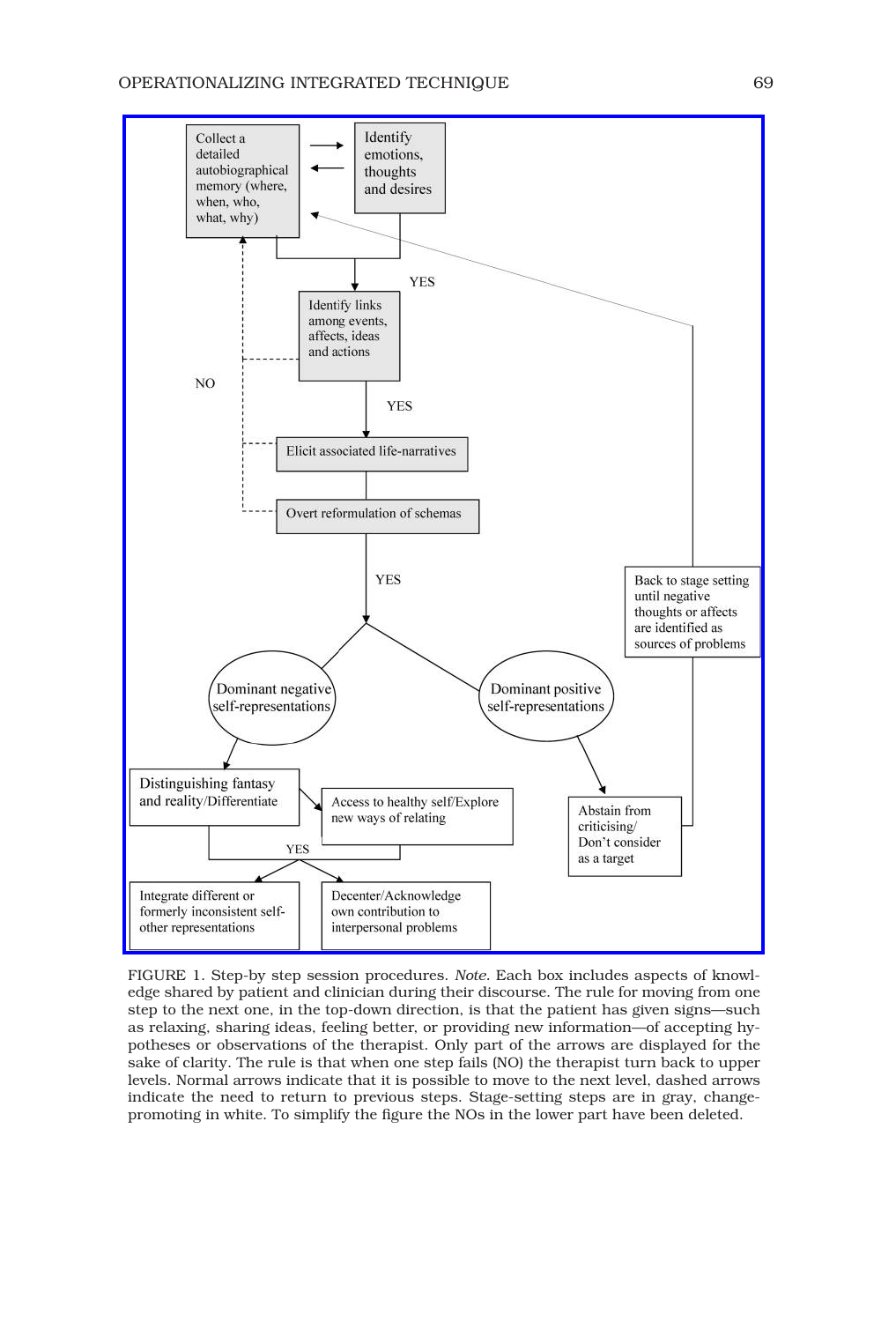Collect a detailed autobiographical memory (where, when, who, what, why)

Identify emotions, thoughts and desires

YES

Identify links among events, affects, ideas and actions

NO

YES

Elicit associated life-narratives

Overt reformulation of schemas

YES

Back to stage setting until negative thoughts or affects are identified as sources of problems

Dominant negative self-representations

Dominant positive self-representations

Distinguishing fantasy and reality/Differentiate

Access to healthy self/Explore new ways of relating

Abstain from criticising/ Don't consider as a target

YES

Integrate different or formerly inconsistent self-other representations

Decenter/Acknowledge own contribution to interpersonal problems

FIGURE 1. Step-by step session procedures. *Note.* Each box includes aspects of knowledge shared by patient and clinician during their discourse. The rule for moving from one step to the next one, in the top-down direction, is that the patient has given signs—such as relaxing, sharing ideas, feeling better, or providing new information—of accepting hypotheses or observations of the therapist. Only part of the arrows are displayed for the sake of clarity. The rule is that when one step fails (NO) the therapist turn back to upper levels. Normal arrows indicate that it is possible to move to the next level, dashed arrows indicate the need to return to previous steps. Stage-setting steps are in gray, change-promoting in white. To simplify the figure the NOs in the lower part have been deleted.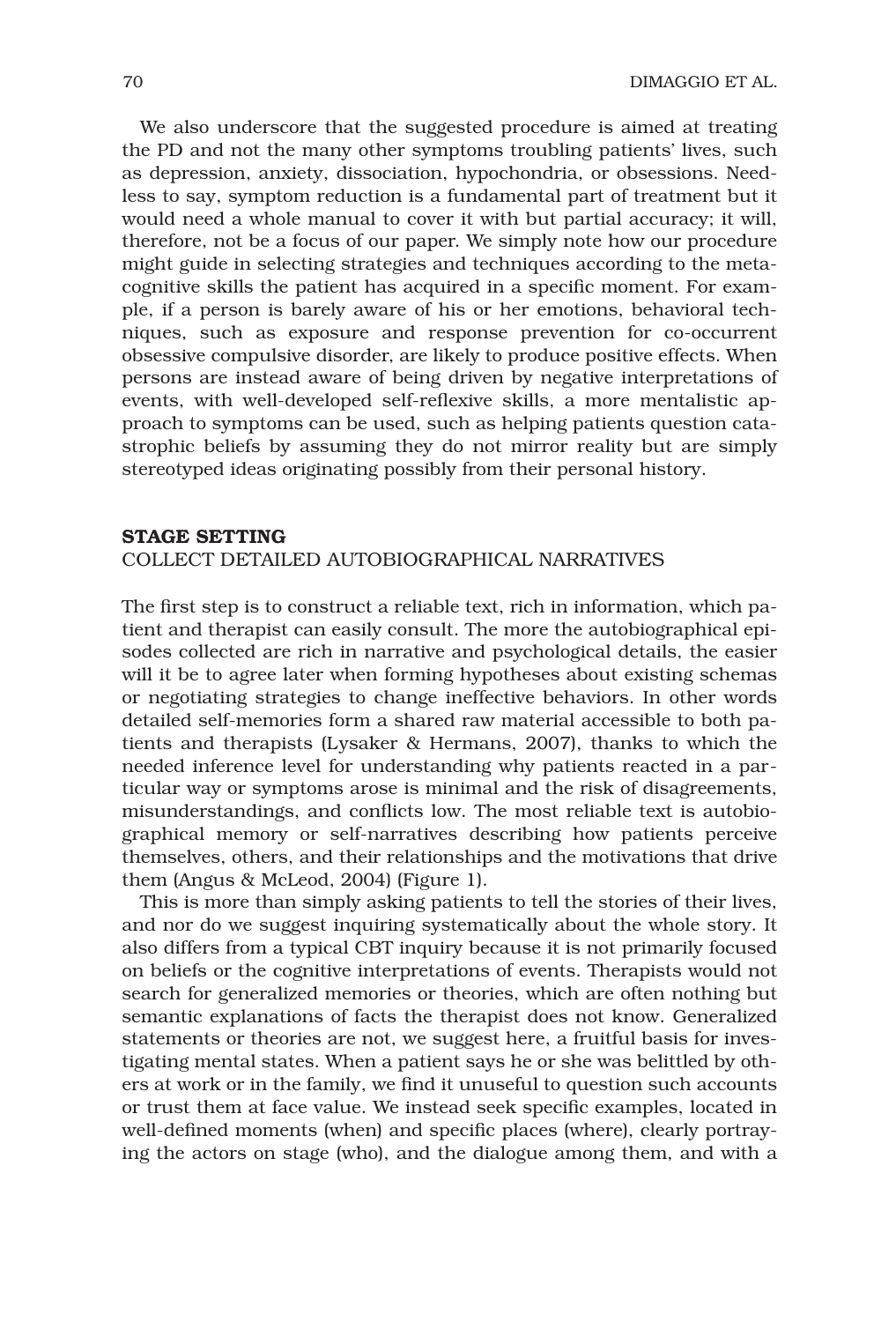We also underscore that the suggested procedure is aimed at treating the PD and not the many other symptoms troubling patients' lives, such as depression, anxiety, dissociation, hypochondria, or obsessions. Needless to say, symptom reduction is a fundamental part of treatment but it would need a whole manual to cover it with but partial accuracy; it will, therefore, not be a focus of our paper. We simply note how our procedure might guide in selecting strategies and techniques according to the metacognitive skills the patient has acquired in a specific moment. For example, if a person is barely aware of his or her emotions, behavioral techniques, such as exposure and response prevention for co-occurrent obsessive compulsive disorder, are likely to produce positive effects. When persons are instead aware of being driven by negative interpretations of events, with well-developed self-reflexive skills, a more mentalistic approach to symptoms can be used, such as helping patients question catastrophic beliefs by assuming they do not mirror reality but are simply stereotyped ideas originating possibly from their personal history.

## STAGE SETTING

### COLLECT DETAILED AUTOBIOGRAPHICAL NARRATIVES

The first step is to construct a reliable text, rich in information, which patient and therapist can easily consult. The more the autobiographical episodes collected are rich in narrative and psychological details, the easier will it be to agree later when forming hypotheses about existing schemas or negotiating strategies to change ineffective behaviors. In other words detailed self-memories form a shared raw material accessible to both patients and therapists (Lysaker & Hermans, 2007), thanks to which the needed inference level for understanding why patients reacted in a particular way or symptoms arose is minimal and the risk of disagreements, misunderstandings, and conflicts low. The most reliable text is autobiographical memory or self-narratives describing how patients perceive themselves, others, and their relationships and the motivations that drive them (Angus & McLeod, 2004) (Figure 1).

This is more than simply asking patients to tell the stories of their lives, and nor do we suggest inquiring systematically about the whole story. It also differs from a typical CBT inquiry because it is not primarily focused on beliefs or the cognitive interpretations of events. Therapists would not search for generalized memories or theories, which are often nothing but semantic explanations of facts the therapist does not know. Generalized statements or theories are not, we suggest here, a fruitful basis for investigating mental states. When a patient says he or she was belittled by others at work or in the family, we find it unuseful to question such accounts or trust them at face value. We instead seek specific examples, located in well-defined moments (when) and specific places (where), clearly portraying the actors on stage (who), and the dialogue among them, and with a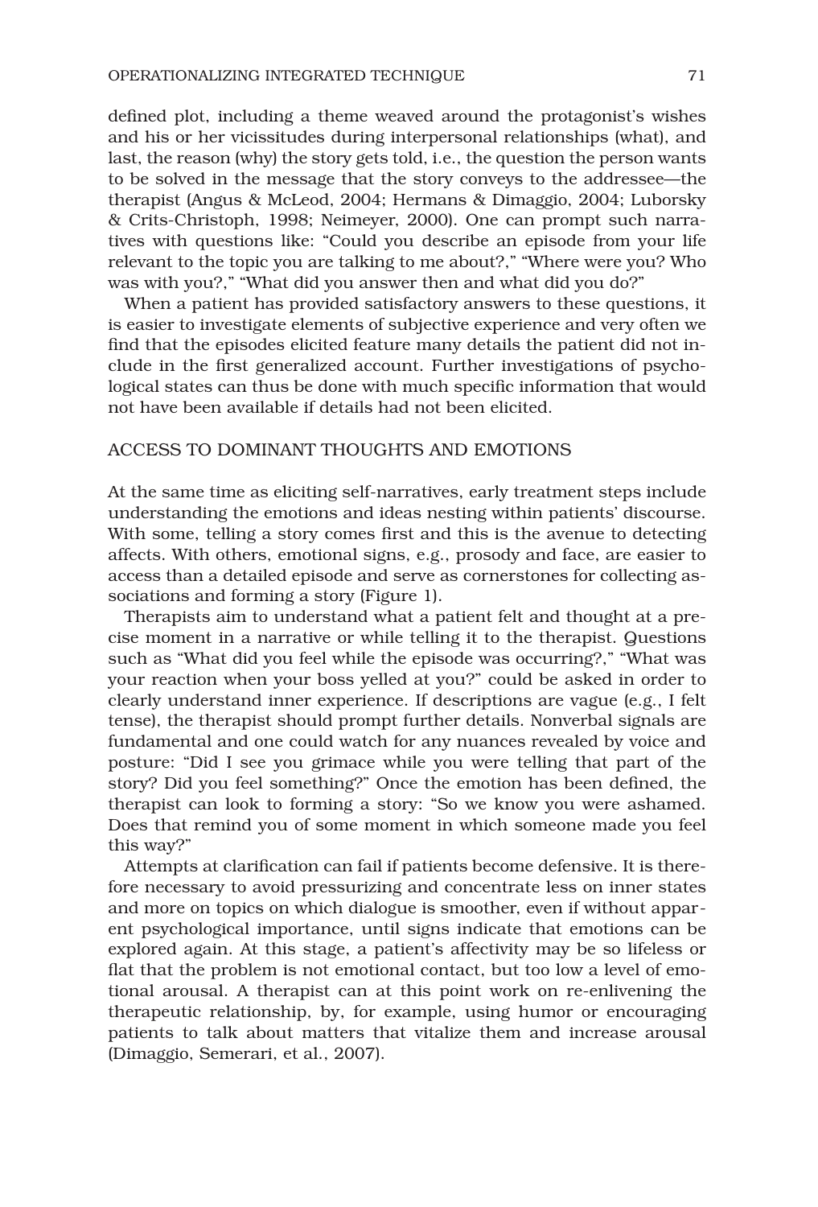defined plot, including a theme weaved around the protagonist's wishes and his or her vicissitudes during interpersonal relationships (what), and last, the reason (why) the story gets told, i.e., the question the person wants to be solved in the message that the story conveys to the addressee—the therapist (Angus & McLeod, 2004; Hermans & Dimaggio, 2004; Luborsky & Crits-Christoph, 1998; Neimeyer, 2000). One can prompt such narratives with questions like: "Could you describe an episode from your life relevant to the topic you are talking to me about?," "Where were you? Who was with you?," "What did you answer then and what did you do?"

When a patient has provided satisfactory answers to these questions, it is easier to investigate elements of subjective experience and very often we find that the episodes elicited feature many details the patient did not include in the first generalized account. Further investigations of psychological states can thus be done with much specific information that would not have been available if details had not been elicited.

## ACCESS TO DOMINANT THOUGHTS AND EMOTIONS

At the same time as eliciting self-narratives, early treatment steps include understanding the emotions and ideas nesting within patients' discourse. With some, telling a story comes first and this is the avenue to detecting affects. With others, emotional signs, e.g., prosody and face, are easier to access than a detailed episode and serve as cornerstones for collecting associations and forming a story (Figure 1).

Therapists aim to understand what a patient felt and thought at a precise moment in a narrative or while telling it to the therapist. Questions such as "What did you feel while the episode was occurring?," "What was your reaction when your boss yelled at you?" could be asked in order to clearly understand inner experience. If descriptions are vague (e.g., I felt tense), the therapist should prompt further details. Nonverbal signals are fundamental and one could watch for any nuances revealed by voice and posture: "Did I see you grimace while you were telling that part of the story? Did you feel something?" Once the emotion has been defined, the therapist can look to forming a story: "So we know you were ashamed. Does that remind you of some moment in which someone made you feel this way?"

Attempts at clarification can fail if patients become defensive. It is therefore necessary to avoid pressurizing and concentrate less on inner states and more on topics on which dialogue is smoother, even if without apparent psychological importance, until signs indicate that emotions can be explored again. At this stage, a patient's affectivity may be so lifeless or flat that the problem is not emotional contact, but too low a level of emotional arousal. A therapist can at this point work on re-enlivening the therapeutic relationship, by, for example, using humor or encouraging patients to talk about matters that vitalize them and increase arousal (Dimaggio, Semerari, et al., 2007).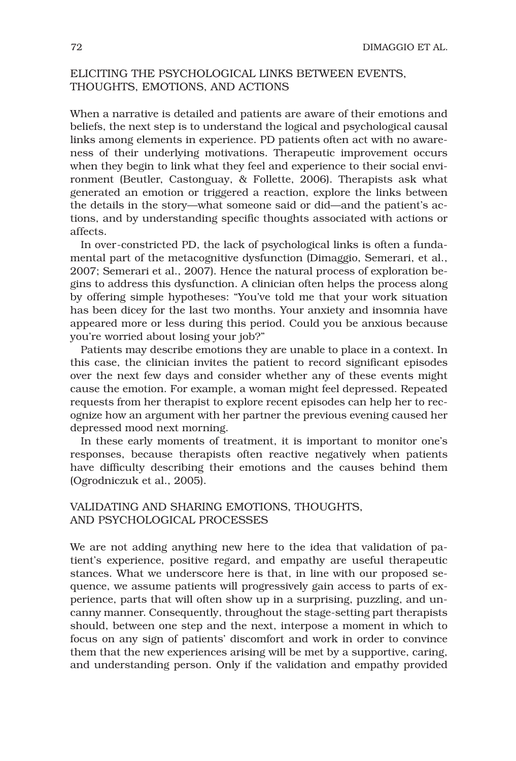## ELICITING THE PSYCHOLOGICAL LINKS BETWEEN EVENTS, THOUGHTS, EMOTIONS, AND ACTIONS

When a narrative is detailed and patients are aware of their emotions and beliefs, the next step is to understand the logical and psychological causal links among elements in experience. PD patients often act with no awareness of their underlying motivations. Therapeutic improvement occurs when they begin to link what they feel and experience to their social environment (Beutler, Castonguay, & Follette, 2006). Therapists ask what generated an emotion or triggered a reaction, explore the links between the details in the story—what someone said or did—and the patient's actions, and by understanding specific thoughts associated with actions or affects.

In over-constricted PD, the lack of psychological links is often a fundamental part of the metacognitive dysfunction (Dimaggio, Semerari, et al., 2007; Semerari et al., 2007). Hence the natural process of exploration begins to address this dysfunction. A clinician often helps the process along by offering simple hypotheses: "You've told me that your work situation has been dicey for the last two months. Your anxiety and insomnia have appeared more or less during this period. Could you be anxious because you're worried about losing your job?"

Patients may describe emotions they are unable to place in a context. In this case, the clinician invites the patient to record significant episodes over the next few days and consider whether any of these events might cause the emotion. For example, a woman might feel depressed. Repeated requests from her therapist to explore recent episodes can help her to recognize how an argument with her partner the previous evening caused her depressed mood next morning.

In these early moments of treatment, it is important to monitor one's responses, because therapists often reactive negatively when patients have difficulty describing their emotions and the causes behind them (Ogrodniczuk et al., 2005).

## VALIDATING AND SHARING EMOTIONS, THOUGHTS, AND PSYCHOLOGICAL PROCESSES

We are not adding anything new here to the idea that validation of patient's experience, positive regard, and empathy are useful therapeutic stances. What we underscore here is that, in line with our proposed sequence, we assume patients will progressively gain access to parts of experience, parts that will often show up in a surprising, puzzling, and uncanny manner. Consequently, throughout the stage-setting part therapists should, between one step and the next, interpose a moment in which to focus on any sign of patients' discomfort and work in order to convince them that the new experiences arising will be met by a supportive, caring, and understanding person. Only if the validation and empathy provided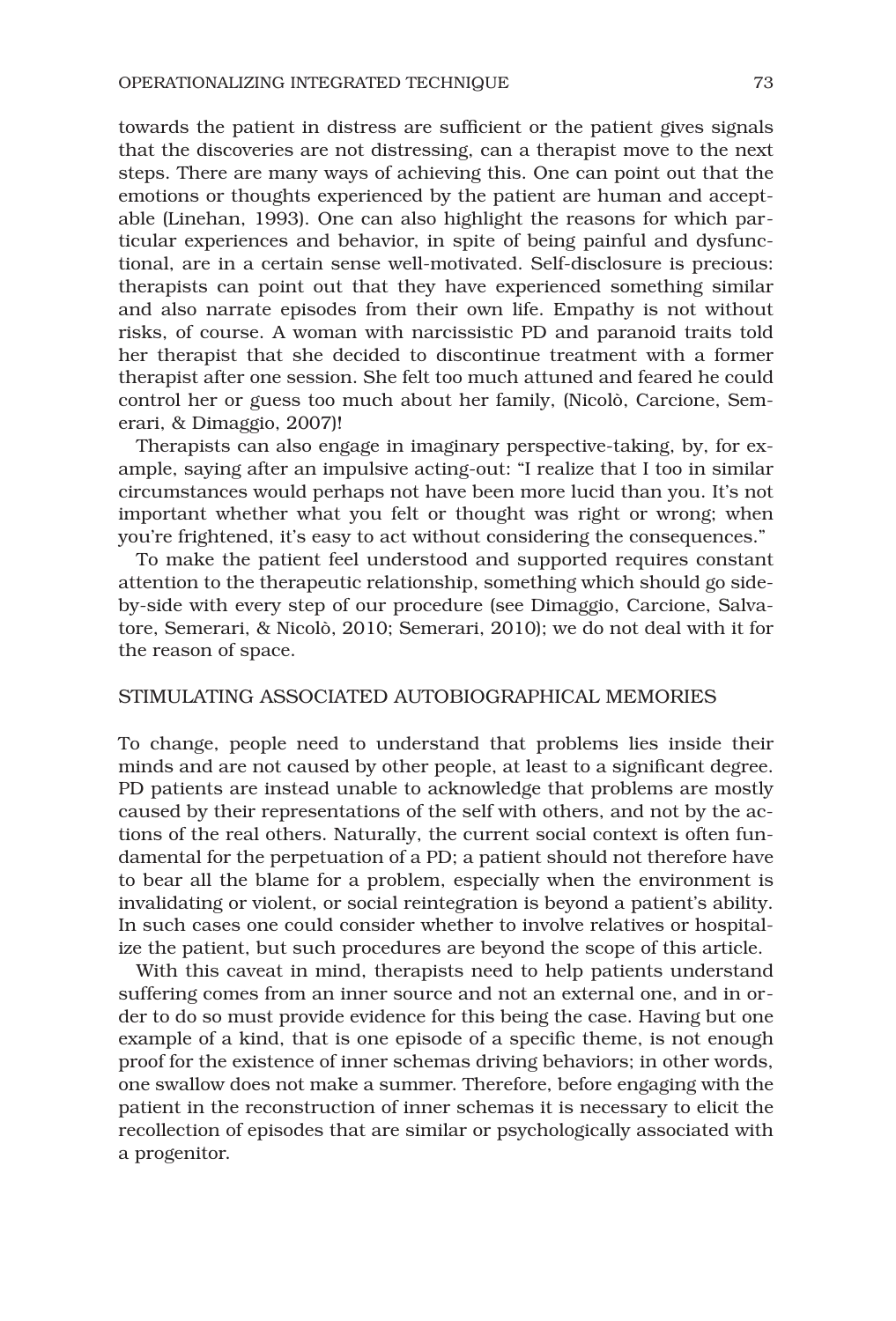towards the patient in distress are sufficient or the patient gives signals that the discoveries are not distressing, can a therapist move to the next steps. There are many ways of achieving this. One can point out that the emotions or thoughts experienced by the patient are human and acceptable (Linehan, 1993). One can also highlight the reasons for which particular experiences and behavior, in spite of being painful and dysfunctional, are in a certain sense well-motivated. Self-disclosure is precious: therapists can point out that they have experienced something similar and also narrate episodes from their own life. Empathy is not without risks, of course. A woman with narcissistic PD and paranoid traits told her therapist that she decided to discontinue treatment with a former therapist after one session. She felt too much attuned and feared he could control her or guess too much about her family, (Nicolò, Carcione, Semerari, & Dimaggio, 2007)!

Therapists can also engage in imaginary perspective-taking, by, for example, saying after an impulsive acting-out: "I realize that I too in similar circumstances would perhaps not have been more lucid than you. It's not important whether what you felt or thought was right or wrong; when you're frightened, it's easy to act without considering the consequences."

To make the patient feel understood and supported requires constant attention to the therapeutic relationship, something which should go side-by-side with every step of our procedure (see Dimaggio, Carcione, Salvatore, Semerari, & Nicolò, 2010; Semerari, 2010); we do not deal with it for the reason of space.

## STIMULATING ASSOCIATED AUTOBIOGRAPHICAL MEMORIES

To change, people need to understand that problems lies inside their minds and are not caused by other people, at least to a significant degree. PD patients are instead unable to acknowledge that problems are mostly caused by their representations of the self with others, and not by the actions of the real others. Naturally, the current social context is often fundamental for the perpetuation of a PD; a patient should not therefore have to bear all the blame for a problem, especially when the environment is invalidating or violent, or social reintegration is beyond a patient's ability. In such cases one could consider whether to involve relatives or hospitalize the patient, but such procedures are beyond the scope of this article.

With this caveat in mind, therapists need to help patients understand suffering comes from an inner source and not an external one, and in order to do so must provide evidence for this being the case. Having but one example of a kind, that is one episode of a specific theme, is not enough proof for the existence of inner schemas driving behaviors; in other words, one swallow does not make a summer. Therefore, before engaging with the patient in the reconstruction of inner schemas it is necessary to elicit the recollection of episodes that are similar or psychologically associated with a progenitor.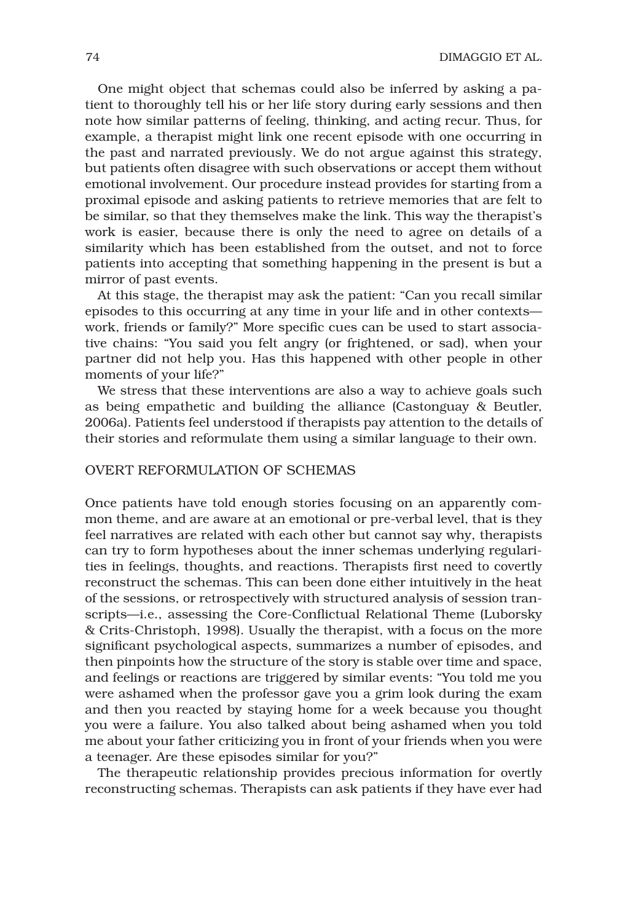One might object that schemas could also be inferred by asking a patient to thoroughly tell his or her life story during early sessions and then note how similar patterns of feeling, thinking, and acting recur. Thus, for example, a therapist might link one recent episode with one occurring in the past and narrated previously. We do not argue against this strategy, but patients often disagree with such observations or accept them without emotional involvement. Our procedure instead provides for starting from a proximal episode and asking patients to retrieve memories that are felt to be similar, so that they themselves make the link. This way the therapist's work is easier, because there is only the need to agree on details of a similarity which has been established from the outset, and not to force patients into accepting that something happening in the present is but a mirror of past events.

At this stage, the therapist may ask the patient: "Can you recall similar episodes to this occurring at any time in your life and in other contexts—work, friends or family?" More specific cues can be used to start associative chains: "You said you felt angry (or frightened, or sad), when your partner did not help you. Has this happened with other people in other moments of your life?"

We stress that these interventions are also a way to achieve goals such as being empathetic and building the alliance (Castonguay & Beutler, 2006a). Patients feel understood if therapists pay attention to the details of their stories and reformulate them using a similar language to their own.

## OVERT REFORMULATION OF SCHEMAS

Once patients have told enough stories focusing on an apparently common theme, and are aware at an emotional or pre-verbal level, that is they feel narratives are related with each other but cannot say why, therapists can try to form hypotheses about the inner schemas underlying regularities in feelings, thoughts, and reactions. Therapists first need to covertly reconstruct the schemas. This can been done either intuitively in the heat of the sessions, or retrospectively with structured analysis of session transcripts—i.e., assessing the Core-Conflictual Relational Theme (Luborsky & Crits-Christoph, 1998). Usually the therapist, with a focus on the more significant psychological aspects, summarizes a number of episodes, and then pinpoints how the structure of the story is stable over time and space, and feelings or reactions are triggered by similar events: "You told me you were ashamed when the professor gave you a grim look during the exam and then you reacted by staying home for a week because you thought you were a failure. You also talked about being ashamed when you told me about your father criticizing you in front of your friends when you were a teenager. Are these episodes similar for you?"

The therapeutic relationship provides precious information for overtly reconstructing schemas. Therapists can ask patients if they have ever had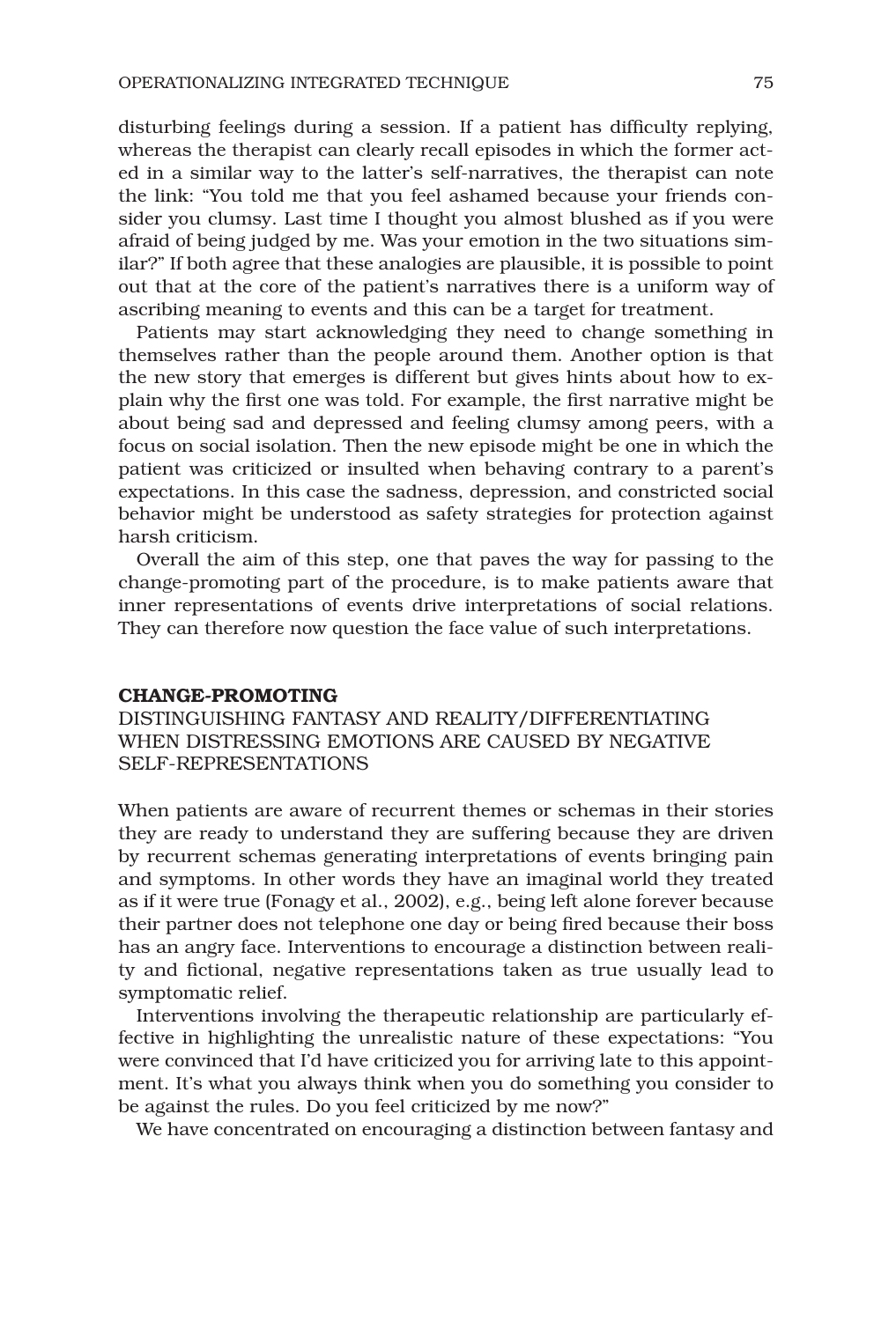disturbing feelings during a session. If a patient has difficulty replying, whereas the therapist can clearly recall episodes in which the former acted in a similar way to the latter's self-narratives, the therapist can note the link: "You told me that you feel ashamed because your friends consider you clumsy. Last time I thought you almost blushed as if you were afraid of being judged by me. Was your emotion in the two situations similar?" If both agree that these analogies are plausible, it is possible to point out that at the core of the patient's narratives there is a uniform way of ascribing meaning to events and this can be a target for treatment.

Patients may start acknowledging they need to change something in themselves rather than the people around them. Another option is that the new story that emerges is different but gives hints about how to explain why the first one was told. For example, the first narrative might be about being sad and depressed and feeling clumsy among peers, with a focus on social isolation. Then the new episode might be one in which the patient was criticized or insulted when behaving contrary to a parent's expectations. In this case the sadness, depression, and constricted social behavior might be understood as safety strategies for protection against harsh criticism.

Overall the aim of this step, one that paves the way for passing to the change-promoting part of the procedure, is to make patients aware that inner representations of events drive interpretations of social relations. They can therefore now question the face value of such interpretations.

## CHANGE-PROMOTING

### DISTINGUISHING FANTASY AND REALITY/DIFFERENTIATING WHEN DISTRESSING EMOTIONS ARE CAUSED BY NEGATIVE SELF-REPRESENTATIONS

When patients are aware of recurrent themes or schemas in their stories they are ready to understand they are suffering because they are driven by recurrent schemas generating interpretations of events bringing pain and symptoms. In other words they have an imaginal world they treated as if it were true (Fonagy et al., 2002), e.g., being left alone forever because their partner does not telephone one day or being fired because their boss has an angry face. Interventions to encourage a distinction between reality and fictional, negative representations taken as true usually lead to symptomatic relief.

Interventions involving the therapeutic relationship are particularly effective in highlighting the unrealistic nature of these expectations: "You were convinced that I'd have criticized you for arriving late to this appointment. It's what you always think when you do something you consider to be against the rules. Do you feel criticized by me now?"

We have concentrated on encouraging a distinction between fantasy and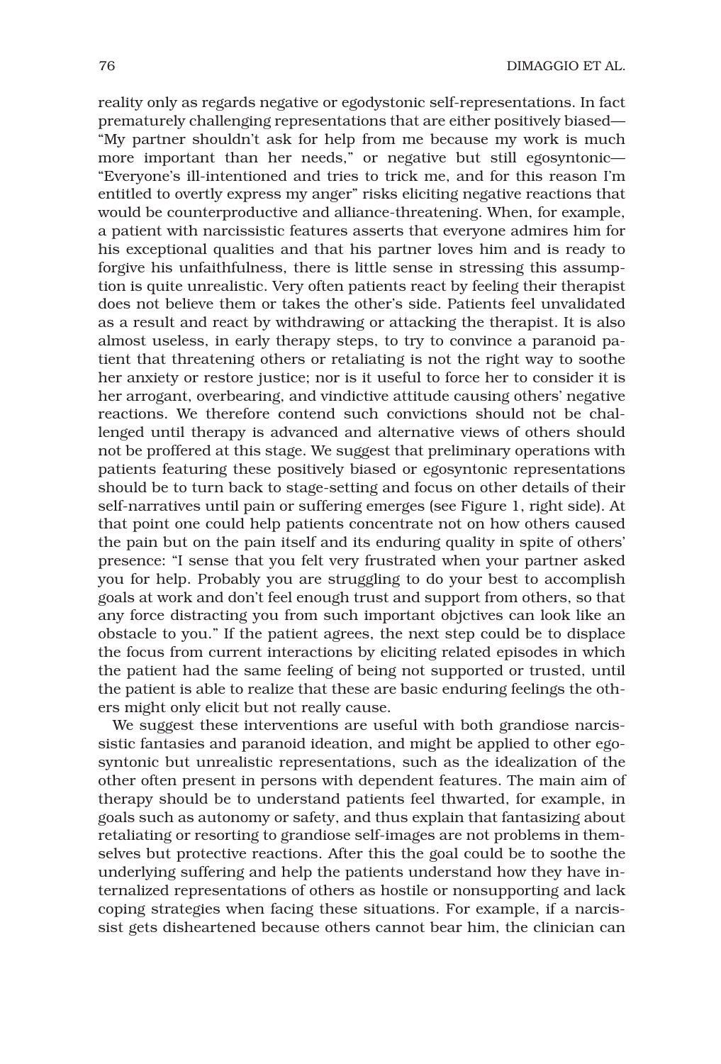reality only as regards negative or egodystonic self-representations. In fact prematurely challenging representations that are either positively biased—"My partner shouldn't ask for help from me because my work is much more important than her needs," or negative but still egosyntonic—"Everyone's ill-intentioned and tries to trick me, and for this reason I'm entitled to overtly express my anger" risks eliciting negative reactions that would be counterproductive and alliance-threatening. When, for example, a patient with narcissistic features asserts that everyone admires him for his exceptional qualities and that his partner loves him and is ready to forgive his unfaithfulness, there is little sense in stressing this assumption is quite unrealistic. Very often patients react by feeling their therapist does not believe them or takes the other's side. Patients feel unvalidated as a result and react by withdrawing or attacking the therapist. It is also almost useless, in early therapy steps, to try to convince a paranoid patient that threatening others or retaliating is not the right way to soothe her anxiety or restore justice; nor is it useful to force her to consider it is her arrogant, overbearing, and vindictive attitude causing others' negative reactions. We therefore contend such convictions should not be challenged until therapy is advanced and alternative views of others should not be proffered at this stage. We suggest that preliminary operations with patients featuring these positively biased or egosyntonic representations should be to turn back to stage-setting and focus on other details of their self-narratives until pain or suffering emerges (see Figure 1, right side). At that point one could help patients concentrate not on how others caused the pain but on the pain itself and its enduring quality in spite of others' presence: "I sense that you felt very frustrated when your partner asked you for help. Probably you are struggling to do your best to accomplish goals at work and don't feel enough trust and support from others, so that any force distracting you from such important objctives can look like an obstacle to you." If the patient agrees, the next step could be to displace the focus from current interactions by eliciting related episodes in which the patient had the same feeling of being not supported or trusted, until the patient is able to realize that these are basic enduring feelings the others might only elicit but not really cause.

We suggest these interventions are useful with both grandiose narcissistic fantasies and paranoid ideation, and might be applied to other egosyntonic but unrealistic representations, such as the idealization of the other often present in persons with dependent features. The main aim of therapy should be to understand patients feel thwarted, for example, in goals such as autonomy or safety, and thus explain that fantasizing about retaliating or resorting to grandiose self-images are not problems in themselves but protective reactions. After this the goal could be to soothe the underlying suffering and help the patients understand how they have internalized representations of others as hostile or nonsupporting and lack coping strategies when facing these situations. For example, if a narcissist gets disheartened because others cannot bear him, the clinician can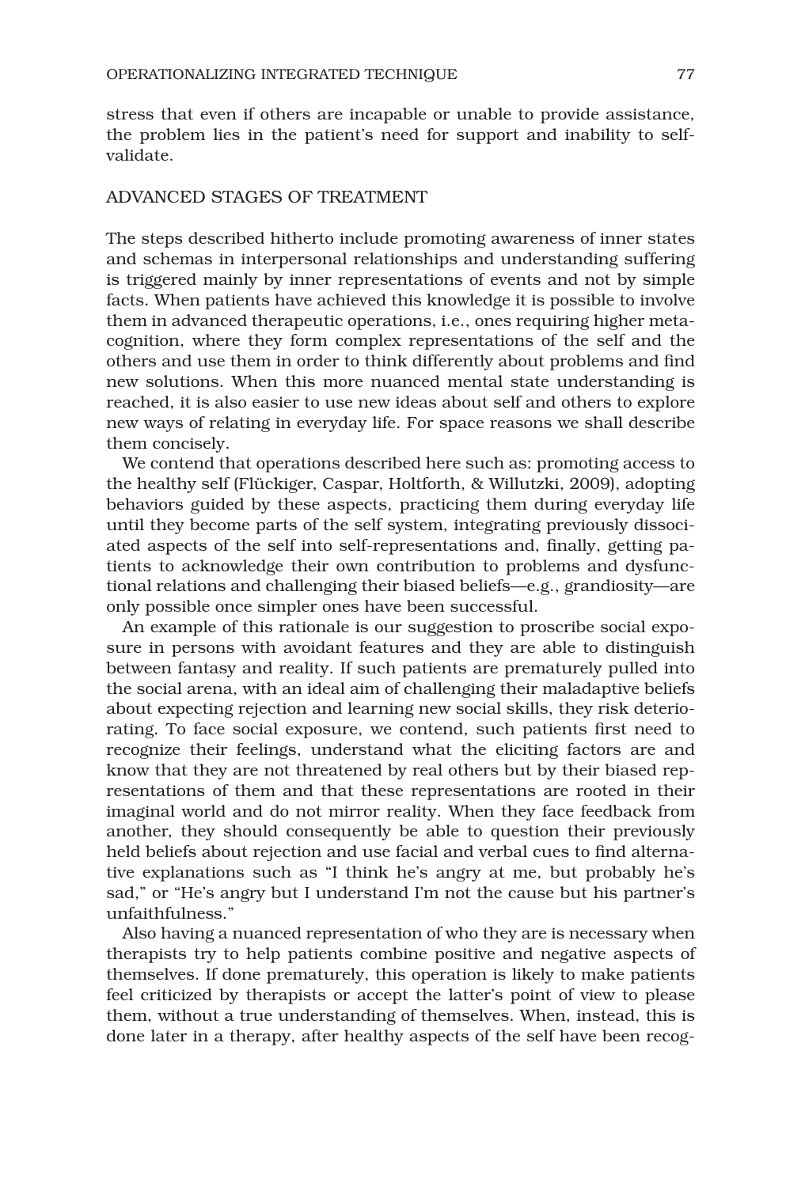stress that even if others are incapable or unable to provide assistance, the problem lies in the patient's need for support and inability to self-validate.

## ADVANCED STAGES OF TREATMENT

The steps described hitherto include promoting awareness of inner states and schemas in interpersonal relationships and understanding suffering is triggered mainly by inner representations of events and not by simple facts. When patients have achieved this knowledge it is possible to involve them in advanced therapeutic operations, i.e., ones requiring higher metacognition, where they form complex representations of the self and the others and use them in order to think differently about problems and find new solutions. When this more nuanced mental state understanding is reached, it is also easier to use new ideas about self and others to explore new ways of relating in everyday life. For space reasons we shall describe them concisely.

We contend that operations described here such as: promoting access to the healthy self (Flückiger, Caspar, Holtforth, & Willutzki, 2009), adopting behaviors guided by these aspects, practicing them during everyday life until they become parts of the self system, integrating previously dissociated aspects of the self into self-representations and, finally, getting patients to acknowledge their own contribution to problems and dysfunctional relations and challenging their biased beliefs—e.g., grandiosity—are only possible once simpler ones have been successful.

An example of this rationale is our suggestion to proscribe social exposure in persons with avoidant features and they are able to distinguish between fantasy and reality. If such patients are prematurely pulled into the social arena, with an ideal aim of challenging their maladaptive beliefs about expecting rejection and learning new social skills, they risk deteriorating. To face social exposure, we contend, such patients first need to recognize their feelings, understand what the eliciting factors are and know that they are not threatened by real others but by their biased representations of them and that these representations are rooted in their imaginal world and do not mirror reality. When they face feedback from another, they should consequently be able to question their previously held beliefs about rejection and use facial and verbal cues to find alternative explanations such as "I think he's angry at me, but probably he's sad," or "He's angry but I understand I'm not the cause but his partner's unfaithfulness."

Also having a nuanced representation of who they are is necessary when therapists try to help patients combine positive and negative aspects of themselves. If done prematurely, this operation is likely to make patients feel criticized by therapists or accept the latter's point of view to please them, without a true understanding of themselves. When, instead, this is done later in a therapy, after healthy aspects of the self have been recog-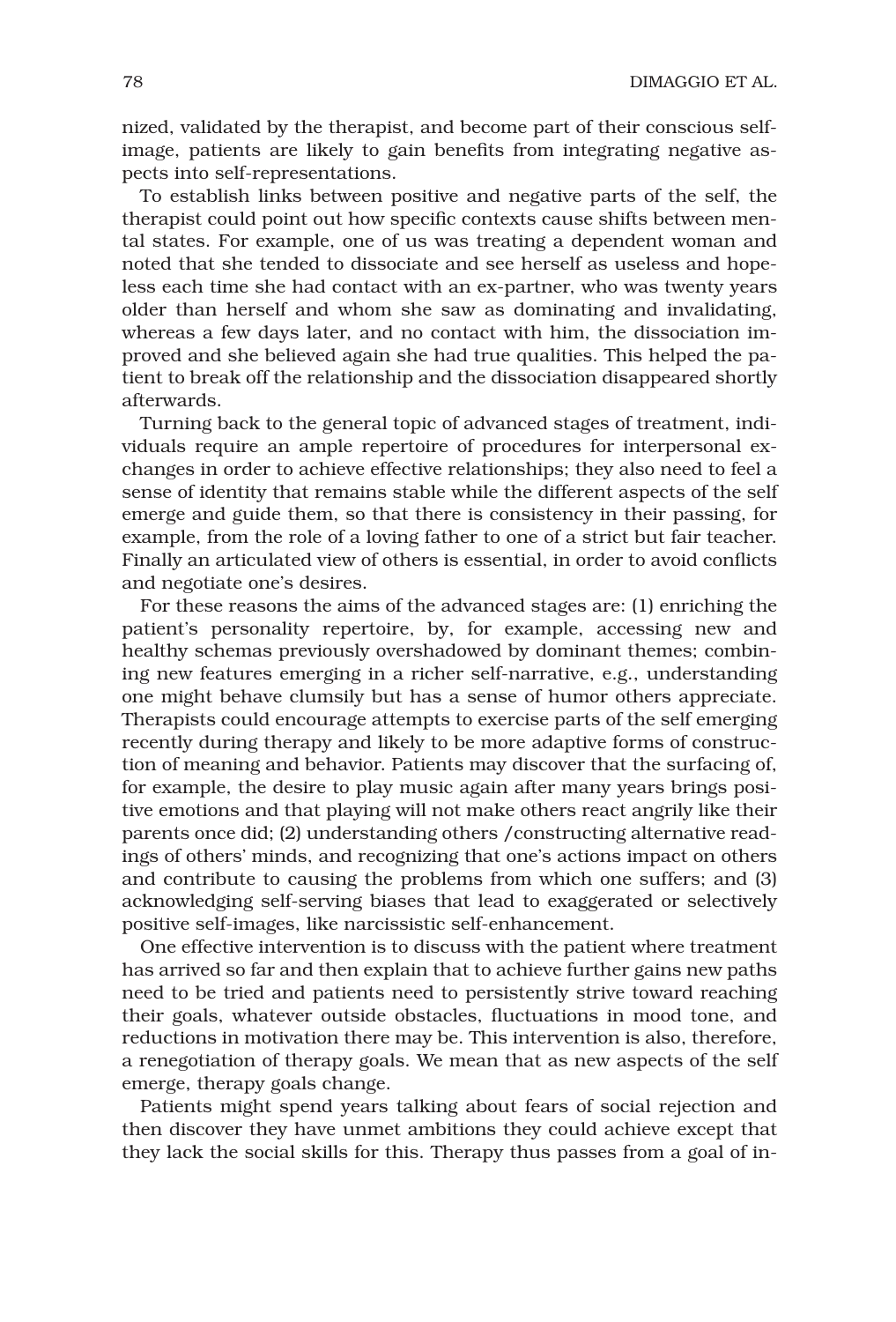nized, validated by the therapist, and become part of their conscious self-image, patients are likely to gain benefits from integrating negative aspects into self-representations.

To establish links between positive and negative parts of the self, the therapist could point out how specific contexts cause shifts between mental states. For example, one of us was treating a dependent woman and noted that she tended to dissociate and see herself as useless and hopeless each time she had contact with an ex-partner, who was twenty years older than herself and whom she saw as dominating and invalidating, whereas a few days later, and no contact with him, the dissociation improved and she believed again she had true qualities. This helped the patient to break off the relationship and the dissociation disappeared shortly afterwards.

Turning back to the general topic of advanced stages of treatment, individuals require an ample repertoire of procedures for interpersonal exchanges in order to achieve effective relationships; they also need to feel a sense of identity that remains stable while the different aspects of the self emerge and guide them, so that there is consistency in their passing, for example, from the role of a loving father to one of a strict but fair teacher. Finally an articulated view of others is essential, in order to avoid conflicts and negotiate one's desires.

For these reasons the aims of the advanced stages are: (1) enriching the patient's personality repertoire, by, for example, accessing new and healthy schemas previously overshadowed by dominant themes; combining new features emerging in a richer self-narrative, e.g., understanding one might behave clumsily but has a sense of humor others appreciate. Therapists could encourage attempts to exercise parts of the self emerging recently during therapy and likely to be more adaptive forms of construction of meaning and behavior. Patients may discover that the surfacing of, for example, the desire to play music again after many years brings positive emotions and that playing will not make others react angrily like their parents once did; (2) understanding others /constructing alternative readings of others' minds, and recognizing that one's actions impact on others and contribute to causing the problems from which one suffers; and (3) acknowledging self-serving biases that lead to exaggerated or selectively positive self-images, like narcissistic self-enhancement.

One effective intervention is to discuss with the patient where treatment has arrived so far and then explain that to achieve further gains new paths need to be tried and patients need to persistently strive toward reaching their goals, whatever outside obstacles, fluctuations in mood tone, and reductions in motivation there may be. This intervention is also, therefore, a renegotiation of therapy goals. We mean that as new aspects of the self emerge, therapy goals change.

Patients might spend years talking about fears of social rejection and then discover they have unmet ambitions they could achieve except that they lack the social skills for this. Therapy thus passes from a goal of in-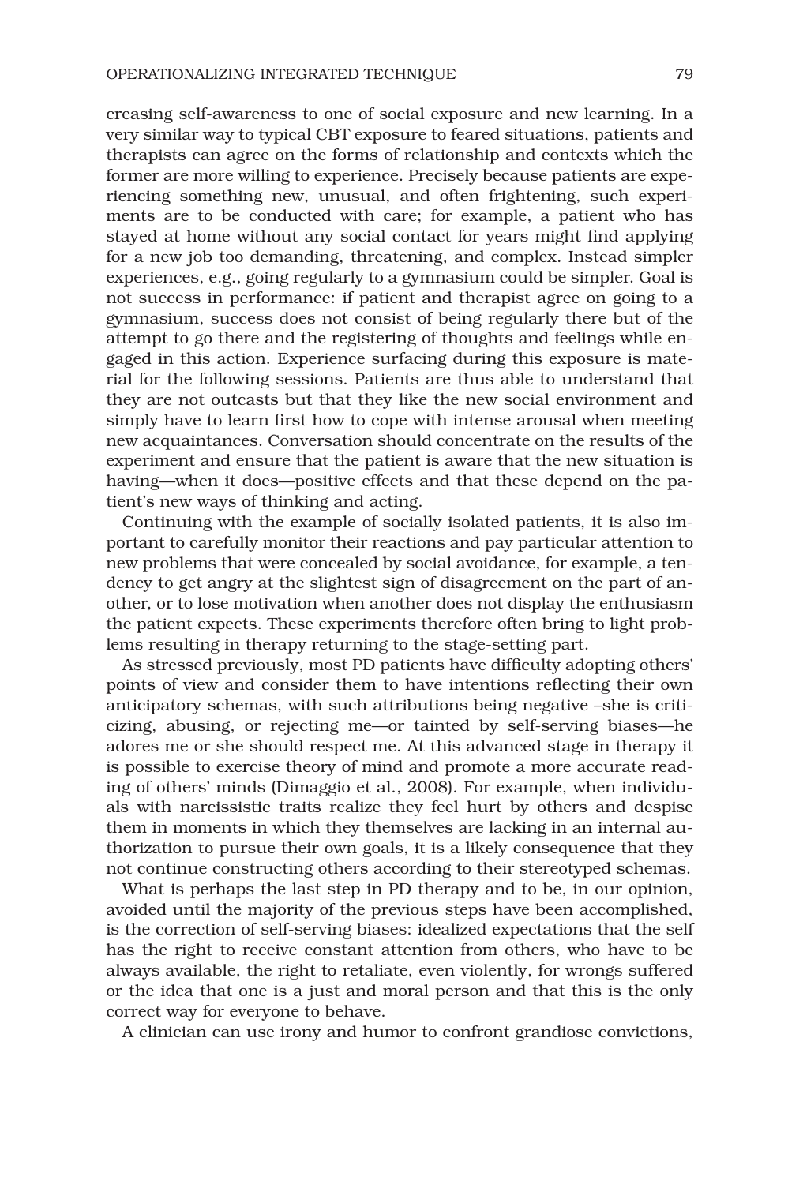creasing self-awareness to one of social exposure and new learning. In a very similar way to typical CBT exposure to feared situations, patients and therapists can agree on the forms of relationship and contexts which the former are more willing to experience. Precisely because patients are experiencing something new, unusual, and often frightening, such experiments are to be conducted with care; for example, a patient who has stayed at home without any social contact for years might find applying for a new job too demanding, threatening, and complex. Instead simpler experiences, e.g., going regularly to a gymnasium could be simpler. Goal is not success in performance: if patient and therapist agree on going to a gymnasium, success does not consist of being regularly there but of the attempt to go there and the registering of thoughts and feelings while engaged in this action. Experience surfacing during this exposure is material for the following sessions. Patients are thus able to understand that they are not outcasts but that they like the new social environment and simply have to learn first how to cope with intense arousal when meeting new acquaintances. Conversation should concentrate on the results of the experiment and ensure that the patient is aware that the new situation is having—when it does—positive effects and that these depend on the patient's new ways of thinking and acting.

Continuing with the example of socially isolated patients, it is also important to carefully monitor their reactions and pay particular attention to new problems that were concealed by social avoidance, for example, a tendency to get angry at the slightest sign of disagreement on the part of another, or to lose motivation when another does not display the enthusiasm the patient expects. These experiments therefore often bring to light problems resulting in therapy returning to the stage-setting part.

As stressed previously, most PD patients have difficulty adopting others' points of view and consider them to have intentions reflecting their own anticipatory schemas, with such attributions being negative –she is criticizing, abusing, or rejecting me—or tainted by self-serving biases—he adores me or she should respect me. At this advanced stage in therapy it is possible to exercise theory of mind and promote a more accurate reading of others' minds (Dimaggio et al., 2008). For example, when individuals with narcissistic traits realize they feel hurt by others and despise them in moments in which they themselves are lacking in an internal authorization to pursue their own goals, it is a likely consequence that they not continue constructing others according to their stereotyped schemas.

What is perhaps the last step in PD therapy and to be, in our opinion, avoided until the majority of the previous steps have been accomplished, is the correction of self-serving biases: idealized expectations that the self has the right to receive constant attention from others, who have to be always available, the right to retaliate, even violently, for wrongs suffered or the idea that one is a just and moral person and that this is the only correct way for everyone to behave.

A clinician can use irony and humor to confront grandiose convictions,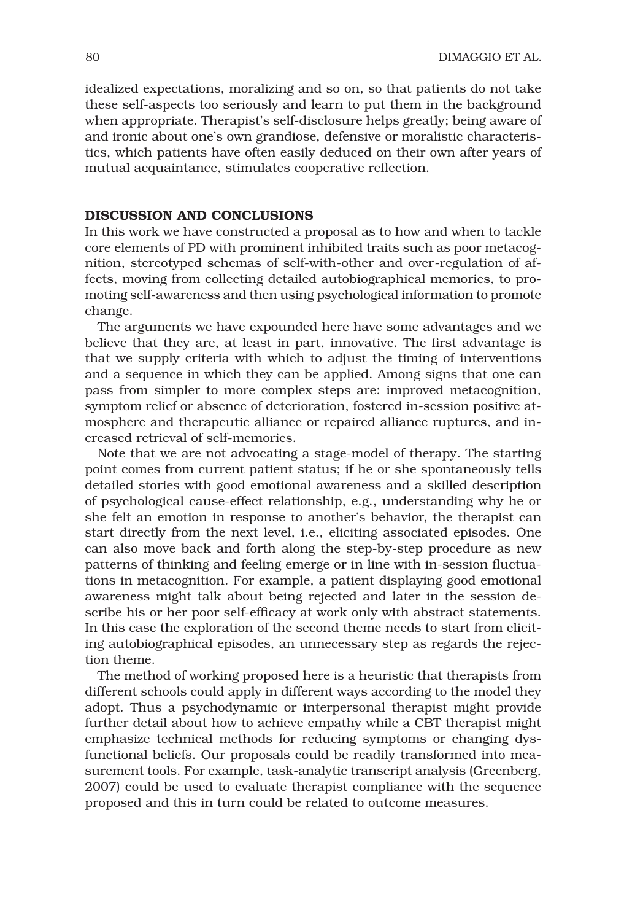idealized expectations, moralizing and so on, so that patients do not take these self-aspects too seriously and learn to put them in the background when appropriate. Therapist's self-disclosure helps greatly; being aware of and ironic about one's own grandiose, defensive or moralistic characteristics, which patients have often easily deduced on their own after years of mutual acquaintance, stimulates cooperative reflection.

## DISCUSSION AND CONCLUSIONS

In this work we have constructed a proposal as to how and when to tackle core elements of PD with prominent inhibited traits such as poor metacognition, stereotyped schemas of self-with-other and over-regulation of affects, moving from collecting detailed autobiographical memories, to promoting self-awareness and then using psychological information to promote change.

The arguments we have expounded here have some advantages and we believe that they are, at least in part, innovative. The first advantage is that we supply criteria with which to adjust the timing of interventions and a sequence in which they can be applied. Among signs that one can pass from simpler to more complex steps are: improved metacognition, symptom relief or absence of deterioration, fostered in-session positive atmosphere and therapeutic alliance or repaired alliance ruptures, and increased retrieval of self-memories.

Note that we are not advocating a stage-model of therapy. The starting point comes from current patient status; if he or she spontaneously tells detailed stories with good emotional awareness and a skilled description of psychological cause-effect relationship, e.g., understanding why he or she felt an emotion in response to another's behavior, the therapist can start directly from the next level, i.e., eliciting associated episodes. One can also move back and forth along the step-by-step procedure as new patterns of thinking and feeling emerge or in line with in-session fluctuations in metacognition. For example, a patient displaying good emotional awareness might talk about being rejected and later in the session describe his or her poor self-efficacy at work only with abstract statements. In this case the exploration of the second theme needs to start from eliciting autobiographical episodes, an unnecessary step as regards the rejection theme.

The method of working proposed here is a heuristic that therapists from different schools could apply in different ways according to the model they adopt. Thus a psychodynamic or interpersonal therapist might provide further detail about how to achieve empathy while a CBT therapist might emphasize technical methods for reducing symptoms or changing dysfunctional beliefs. Our proposals could be readily transformed into measurement tools. For example, task-analytic transcript analysis (Greenberg, 2007) could be used to evaluate therapist compliance with the sequence proposed and this in turn could be related to outcome measures.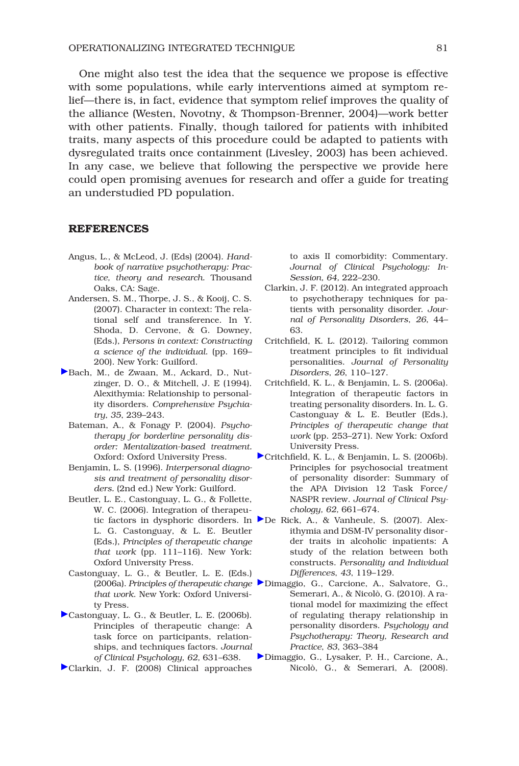One might also test the idea that the sequence we propose is effective with some populations, while early interventions aimed at symptom relief—there is, in fact, evidence that symptom relief improves the quality of the alliance (Westen, Novotny, & Thompson-Brenner, 2004)—work better with other patients. Finally, though tailored for patients with inhibited traits, many aspects of this procedure could be adapted to patients with dysregulated traits once containment (Livesley, 2003) has been achieved. In any case, we believe that following the perspective we provide here could open promising avenues for research and offer a guide for treating an understudied PD population.

## REFERENCES

Angus, L., & McLeod, J. (Eds) (2004). *Handbook of narrative psychotherapy: Practice, theory and research*. Thousand Oaks, CA: Sage.

Andersen, S. M., Thorpe, J. S., & Kooij, C. S. (2007). Character in context: The relational self and transference. In Y. Shoda, D. Cervone, & G. Downey, (Eds.), *Persons in context: Constructing a science of the individual.* (pp. 169–200). New York: Guilford.

Bach, M., de Zwaan, M., Ackard, D., Nutzinger, D. O., & Mitchell, J. E (1994). Alexithymia: Relationship to personality disorders. *Comprehensive Psychiatry*, *35*, 239–243.

Bateman, A., & Fonagy P. (2004). *Psychotherapy for borderline personality disorder: Mentalization-based treatment.* Oxford: Oxford University Press.

Benjamin, L. S. (1996). *Interpersonal diagnosis and treatment of personality disorders.* (2nd ed.) New York: Guilford.

Beutler, L. E., Castonguay, L. G., & Follette, W. C. (2006). Integration of therapeutic factors in dysphoric disorders. In L. G. Castonguay, & L. E. Beutler (Eds.), *Principles of therapeutic change that work* (pp. 111–116). New York: Oxford University Press.

Castonguay, L. G., & Beutler, L. E. (Eds.) (2006a). *Principles of therapeutic change that work*. New York: Oxford University Press.

Castonguay, L. G., & Beutler, L. E. (2006b). Principles of therapeutic change: A task force on participants, relationships, and techniques factors. *Journal of Clinical Psychology, 62,* 631–638.

Clarkin, J. F. (2008) Clinical approaches to axis II comorbidity: Commentary. *Journal of Clinical Psychology: In-Session, 64,* 222–230.

Clarkin, J. F. (2012). An integrated approach to psychotherapy techniques for patients with personality disorder. *Journal of Personality Disorders*, *26*, 44–63.

Critchfield, K. L. (2012). Tailoring common treatment principles to fit individual personalities. *Journal of Personality Disorders*, *26*, 110–127.

Critchfield, K. L., & Benjamin, L. S. (2006a). Integration of therapeutic factors in treating personality disorders. In. L. G. Castonguay & L. E. Beutler (Eds.), *Principles of therapeutic change that work* (pp. 253–271). New York: Oxford University Press.

Critchfield, K. L., & Benjamin, L. S. (2006b). Principles for psychosocial treatment of personality disorder: Summary of the APA Division 12 Task Force/NASPR review. *Journal of Clinical Psychology, 62,* 661–674.

De Rick, A., & Vanheule, S. (2007). Alexithymia and DSM-IV personality disorder traits in alcoholic inpatients: A study of the relation between both constructs. *Personality and Individual Differences*, *43*, 119–129.

Dimaggio, G., Carcione, A., Salvatore, G., Semerari, A., & Nicolò, G. (2010). A rational model for maximizing the effect of regulating therapy relationship in personality disorders. *Psychology and Psychotherapy: Theory, Research and Practice*, *83*, 363–384

Dimaggio, G., Lysaker, P. H., Carcione, A., Nicolò, G., & Semerari, A. (2008).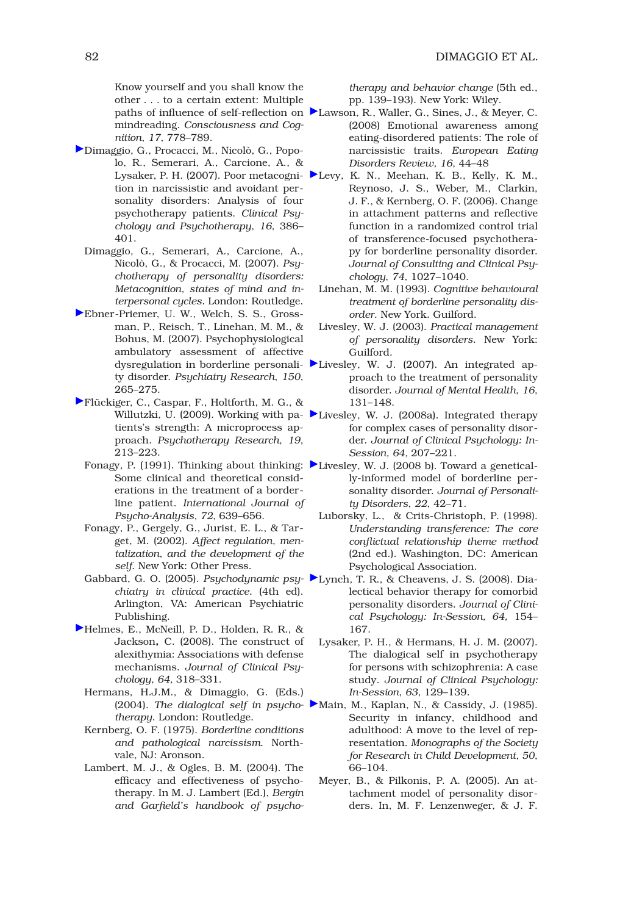Know yourself and you shall know the other . . . to a certain extent: Multiple paths of influence of self-reflection on mindreading. *Consciousness and Cognition*, *17*, 778–789.

Dimaggio, G., Procacci, M., Nicolò, G., Popolo, R., Semerari, A., Carcione, A., & Lysaker, P. H. (2007). Poor metacognition in narcissistic and avoidant personality disorders: Analysis of four psychotherapy patients. *Clinical Psychology and Psychotherapy*, *16*, 386–401.

Dimaggio, G., Semerari, A., Carcione, A., Nicolò, G., & Procacci, M. (2007). *Psychotherapy of personality disorders: Metacognition, states of mind and interpersonal cycles.* London: Routledge.

Ebner-Priemer, U. W., Welch, S. S., Grossman, P., Reisch, T., Linehan, M. M., & Bohus, M. (2007). Psychophysiological ambulatory assessment of affective dysregulation in borderline personality disorder. *Psychiatry Research*, *150*, 265–275.

Flückiger, C., Caspar, F., Holtforth, M. G., & Willutzki, U. (2009). Working with patients's strength: A microprocess approach. *Psychotherapy Research*, *19*, 213–223.

Fonagy, P. (1991). Thinking about thinking: Some clinical and theoretical considerations in the treatment of a borderline patient. *International Journal of Psycho-Analysis*, *72,* 639–656.

Fonagy, P., Gergely, G., Jurist, E. L., & Target, M. (2002). *Affect regulation, mentalization, and the development of the self.* New York: Other Press.

Gabbard, G. O. (2005). *Psychodynamic psychiatry in clinical practice.* (4th ed). Arlington, VA: American Psychiatric Publishing.

Helmes, E., McNeill, P. D., Holden, R. R., & Jackson**,** C. (2008). The construct of alexithymia: Associations with defense mechanisms. *Journal of Clinical Psychology*, *64*, 318–331.

Hermans, H.J.M., & Dimaggio, G. (Eds.) (2004). *The dialogical self in psychotherapy.* London: Routledge.

Kernberg, O. F. (1975). *Borderline conditions and pathological narcissism.* Northvale, NJ: Aronson.

Lambert, M. J., & Ogles, B. M. (2004). The efficacy and effectiveness of psychotherapy. In M. J. Lambert (Ed.), *Bergin and Garfield's handbook of psychotherapy and behavior change* (5th ed., pp. 139–193). New York: Wiley.

Lawson, R., Waller, G., Sines, J., & Meyer, C. (2008) Emotional awareness among eating-disordered patients: The role of narcissistic traits. *European Eating Disorders Review*, *16*, 44–48

Levy, K. N., Meehan, K. B., Kelly, K. M., Reynoso, J. S., Weber, M., Clarkin, J. F., & Kernberg, O. F. (2006). Change in attachment patterns and reflective function in a randomized control trial of transference-focused psychotherapy for borderline personality disorder. *Journal of Consulting and Clinical Psychology*, *74*, 1027–1040.

Linehan, M. M. (1993). *Cognitive behavioural treatment of borderline personality disorder.* New York. Guilford.

Livesley, W. J. (2003). *Practical management of personality disorders.* New York: Guilford.

Livesley, W. J. (2007). An integrated approach to the treatment of personality disorder. *Journal of Mental Health*, *16*, 131–148.

Livesley, W. J. (2008a). Integrated therapy for complex cases of personality disorder. *Journal of Clinical Psychology: In-Session, 64,* 207–221.

Livesley, W. J. (2008 b). Toward a genetically-informed model of borderline personality disorder. *Journal of Personality Disorders*, *22*, 42–71.

Luborsky, L., & Crits-Christoph, P. (1998). *Understanding transference: The core conflictual relationship theme method* (2nd ed.). Washington, DC: American Psychological Association.

Lynch, T. R., & Cheavens, J. S. (2008). Dialectical behavior therapy for comorbid personality disorders. *Journal of Clinical Psychology: In-Session*, *64,* 154–167.

Lysaker, P. H., & Hermans, H. J. M. (2007). The dialogical self in psychotherapy for persons with schizophrenia: A case study. *Journal of Clinical Psychology: In-Session*, *63*, 129–139.

Main, M., Kaplan, N., & Cassidy, J. (1985). Security in infancy, childhood and adulthood: A move to the level of representation. *Monographs of the Society for Research in Child Development*, *50*, 66–104.

Meyer, B., & Pilkonis, P. A. (2005). An attachment model of personality disorders. In, M. F. Lenzenweger, & J. F.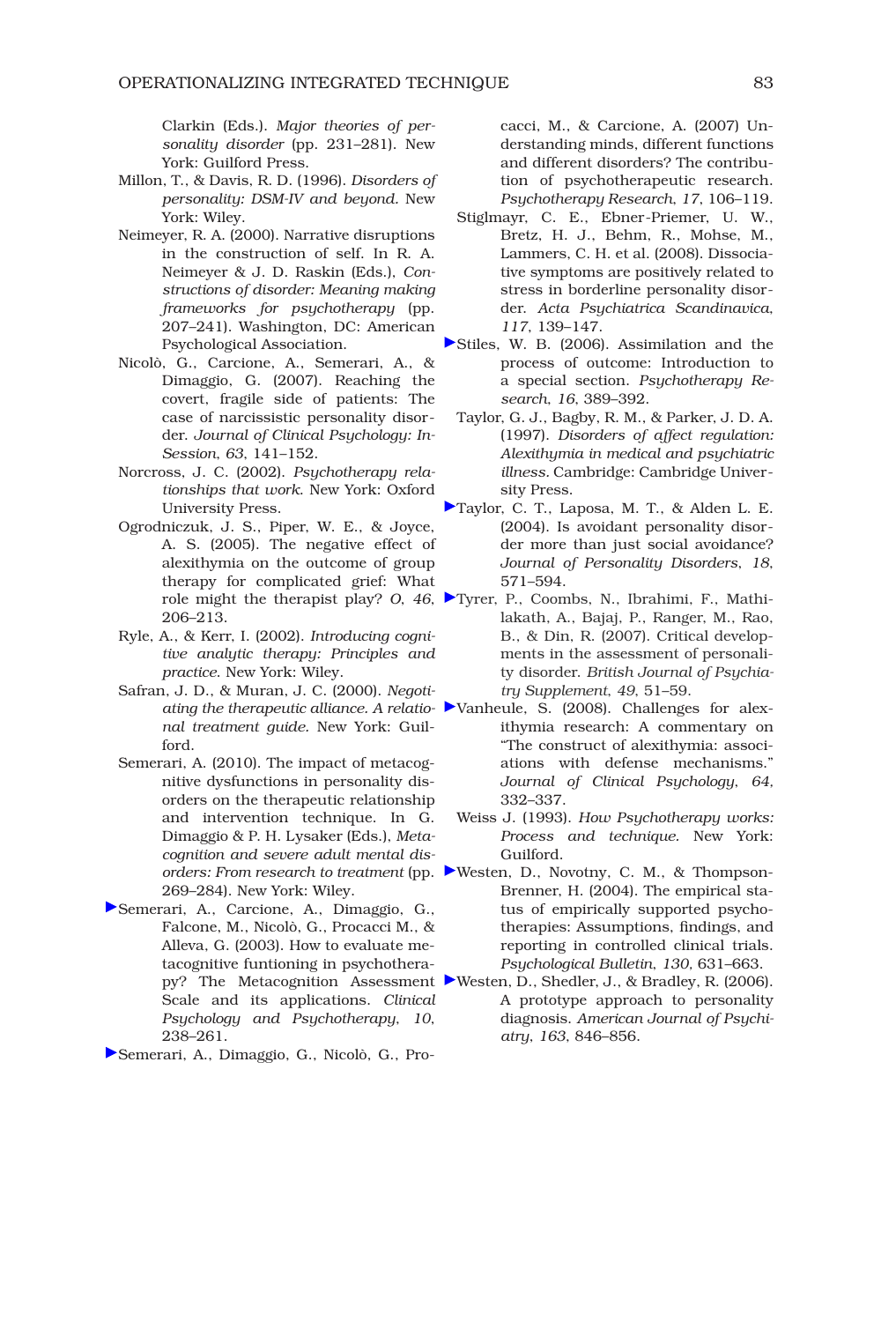Clarkin (Eds.). *Major theories of personality disorder* (pp. 231–281). New York: Guilford Press.

Millon, T., & Davis, R. D. (1996). *Disorders of personality: DSM-IV and beyond.* New York: Wiley.

Neimeyer, R. A. (2000). Narrative disruptions in the construction of self. In R. A. Neimeyer & J. D. Raskin (Eds.), *Constructions of disorder: Meaning making frameworks for psychotherapy* (pp. 207–241). Washington, DC: American Psychological Association.

Nicolò, G., Carcione, A., Semerari, A., & Dimaggio, G. (2007). Reaching the covert, fragile side of patients: The case of narcissistic personality disorder. *Journal of Clinical Psychology: In-Session*, *63*, 141–152.

Norcross, J. C. (2002). *Psychotherapy relationships that work*. New York: Oxford University Press.

Ogrodniczuk, J. S., Piper, W. E., & Joyce, A. S. (2005). The negative effect of alexithymia on the outcome of group therapy for complicated grief: What role might the therapist play? *O*, *46*, 206–213.

Ryle, A., & Kerr, I. (2002). *Introducing cognitive analytic therapy: Principles and practice.* New York: Wiley.

Safran, J. D., & Muran, J. C. (2000). *Negotiating the therapeutic alliance. A relational treatment guide.* New York: Guilford.

Semerari, A. (2010). The impact of metacognitive dysfunctions in personality disorders on the therapeutic relationship and intervention technique. In G. Dimaggio & P. H. Lysaker (Eds.), *Metacognition and severe adult mental disorders: From research to treatment* (pp. 269–284). New York: Wiley.

Semerari, A., Carcione, A., Dimaggio, G., Falcone, M., Nicolò, G., Procacci M., & Alleva, G. (2003). How to evaluate metacognitive funtioning in psychotherapy? The Metacognition Assessment Scale and its applications. *Clinical Psychology and Psychotherapy*, *10*, 238–261.

Semerari, A., Dimaggio, G., Nicolò, G., Procacci, M., & Carcione, A. (2007) Understanding minds, different functions and different disorders? The contribution of psychotherapeutic research. *Psychotherapy Research*, *17*, 106–119.

Stiglmayr, C. E., Ebner-Priemer, U. W., Bretz, H. J., Behm, R., Mohse, M., Lammers, C. H. et al. (2008). Dissociative symptoms are positively related to stress in borderline personality disorder. *Acta Psychiatrica Scandinavica*, *117*, 139–147.

Stiles, W. B. (2006). Assimilation and the process of outcome: Introduction to a special section. *Psychotherapy Research*, *16*, 389–392.

Taylor, G. J., Bagby, R. M., & Parker, J. D. A. (1997). *Disorders of affect regulation: Alexithymia in medical and psychiatric illness.* Cambridge: Cambridge University Press.

Taylor, C. T., Laposa, M. T., & Alden L. E. (2004). Is avoidant personality disorder more than just social avoidance? *Journal of Personality Disorders*, *18*, 571–594.

Tyrer, P., Coombs, N., Ibrahimi, F., Mathilakath, A., Bajaj, P., Ranger, M., Rao, B., & Din, R. (2007). Critical developments in the assessment of personality disorder. *British Journal of Psychiatry Supplement*, *49*, 51–59.

Vanheule, S. (2008). Challenges for alexithymia research: A commentary on "The construct of alexithymia: associations with defense mechanisms." *Journal of Clinical Psychology*, *64*, 332–337.

Weiss J. (1993). *How Psychotherapy works: Process and technique*. New York: Guilford.

Westen, D., Novotny, C. M., & Thompson-Brenner, H. (2004). The empirical status of empirically supported psychotherapies: Assumptions, findings, and reporting in controlled clinical trials. *Psychological Bulletin*, *130*, 631–663.

Westen, D., Shedler, J., & Bradley, R. (2006). A prototype approach to personality diagnosis. *American Journal of Psychiatry*, *163*, 846–856.